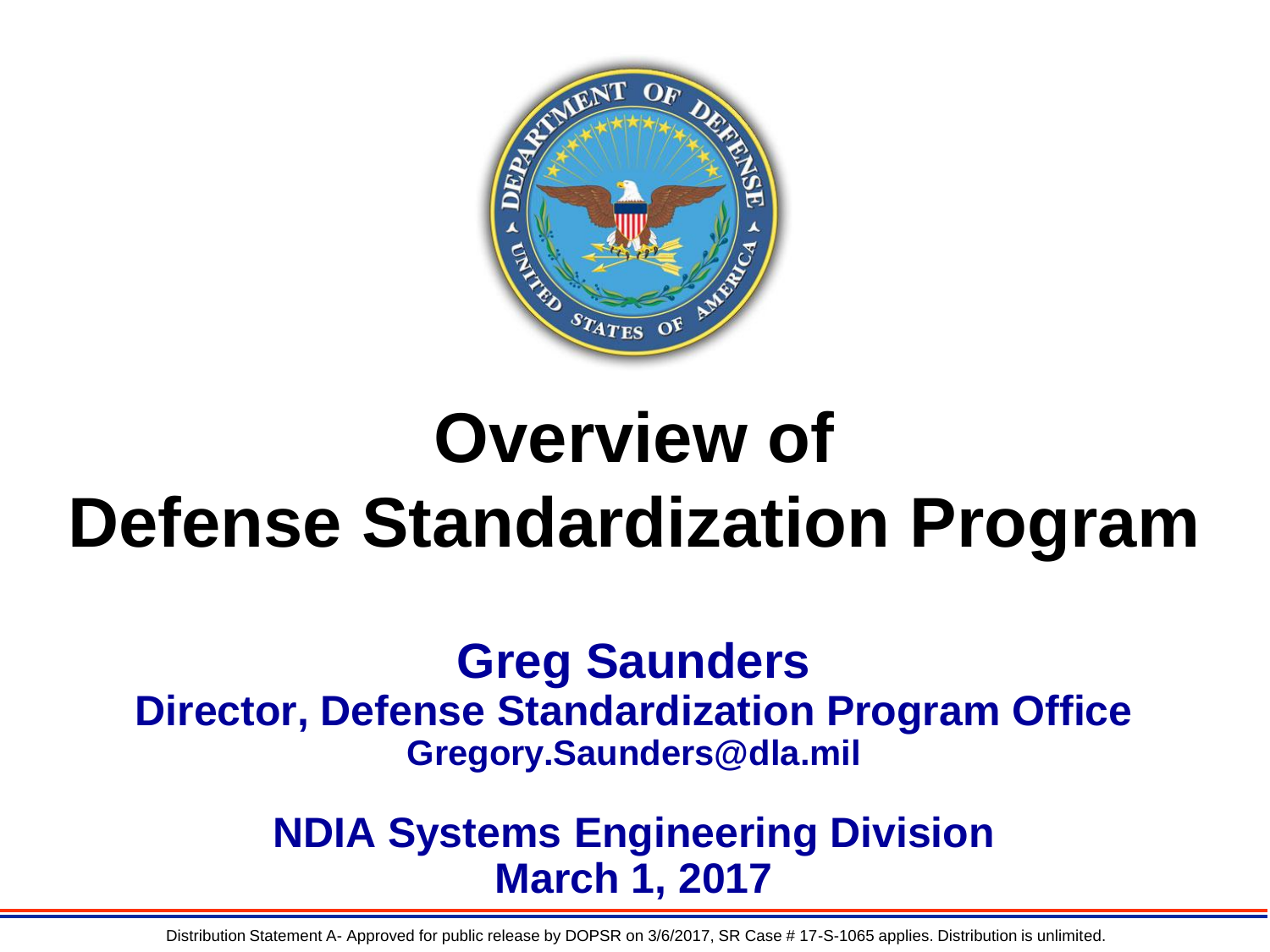# Overview of Defense Standardization Program

**Greg Saunders**

**Director, Defense Standardization Program Office**

**Gregory.Saunders@dla.mil**

**NDIA Systems Engineering Division**

**March 1, 2017**

Distribution Statement A- Approved for public release by DOPSR on 3/6/2017, SR Case # 17-S-1065 applies. Distribution is unlimited.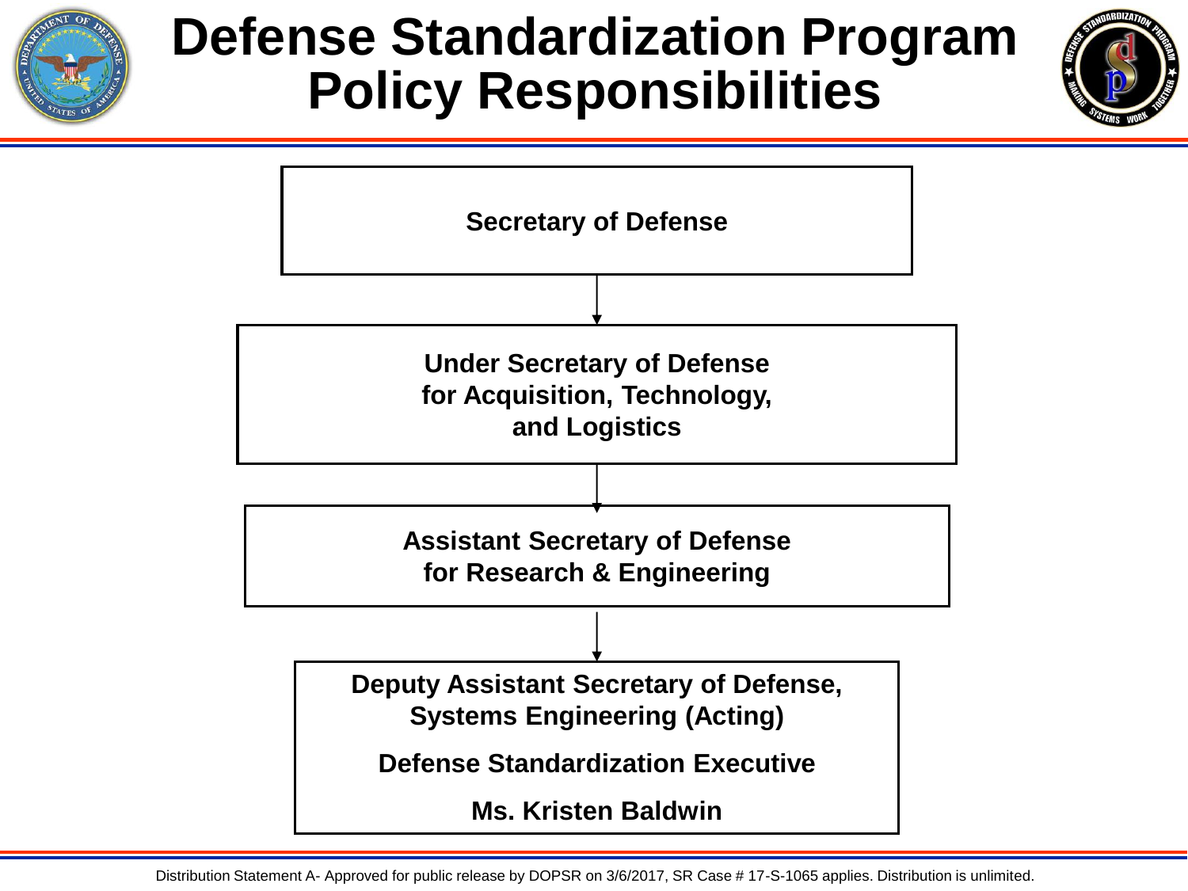# Defense Standardization Program Policy Responsibilities

**Secretary of Defense**

↓

**Under Secretary of Defense for Acquisition, Technology, and Logistics**

↓

**Assistant Secretary of Defense for Research & Engineering**

↓

**Deputy Assistant Secretary of Defense, Systems Engineering (Acting)**

**Defense Standardization Executive**

**Ms. Kristen Baldwin**

Distribution Statement A- Approved for public release by DOPSR on 3/6/2017, SR Case # 17-S-1065 applies. Distribution is unlimited.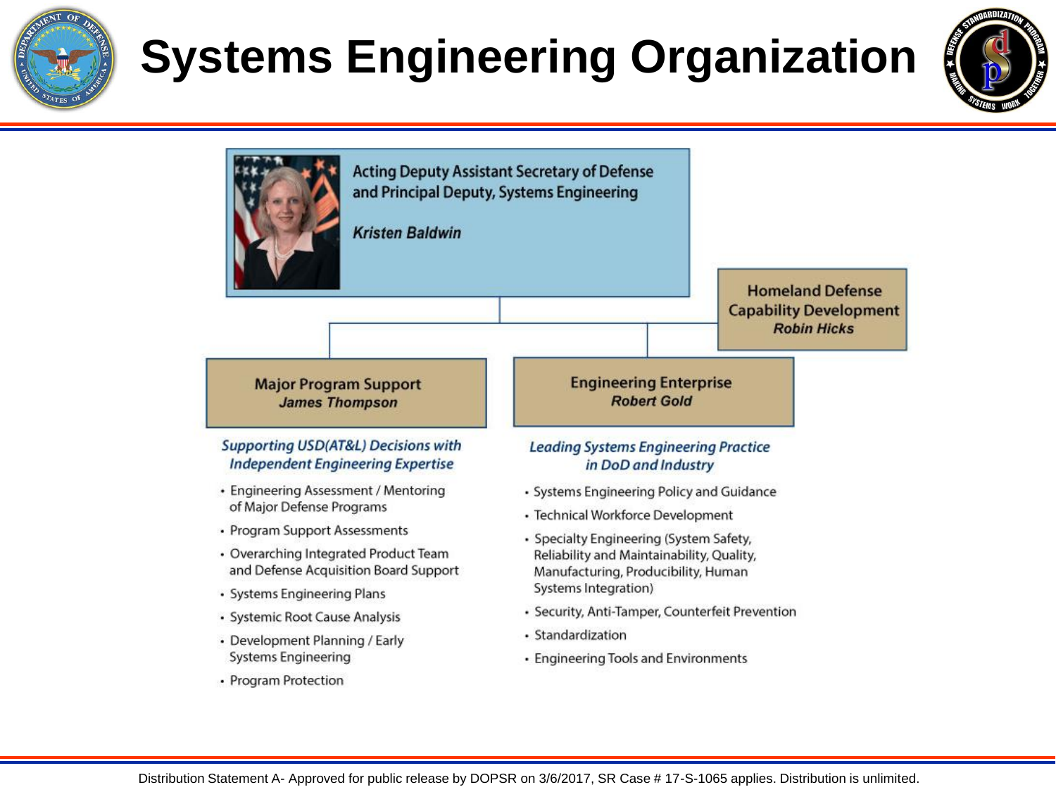# Systems Engineering Organization

**Acting Deputy Assistant Secretary of Defense and Principal Deputy, Systems Engineering**

***Kristen Baldwin***

**Homeland Defense Capability Development**
***Robin Hicks***

**Major Program Support**
***James Thompson***

*Supporting USD(AT&L) Decisions with Independent Engineering Expertise*

- Engineering Assessment / Mentoring of Major Defense Programs
- Program Support Assessments
- Overarching Integrated Product Team and Defense Acquisition Board Support
- Systems Engineering Plans
- Systemic Root Cause Analysis
- Development Planning / Early Systems Engineering
- Program Protection

**Engineering Enterprise**
***Robert Gold***

*Leading Systems Engineering Practice in DoD and Industry*

- Systems Engineering Policy and Guidance
- Technical Workforce Development
- Specialty Engineering (System Safety, Reliability and Maintainability, Quality, Manufacturing, Producibility, Human Systems Integration)
- Security, Anti-Tamper, Counterfeit Prevention
- Standardization
- Engineering Tools and Environments

Distribution Statement A- Approved for public release by DOPSR on 3/6/2017, SR Case # 17-S-1065 applies. Distribution is unlimited.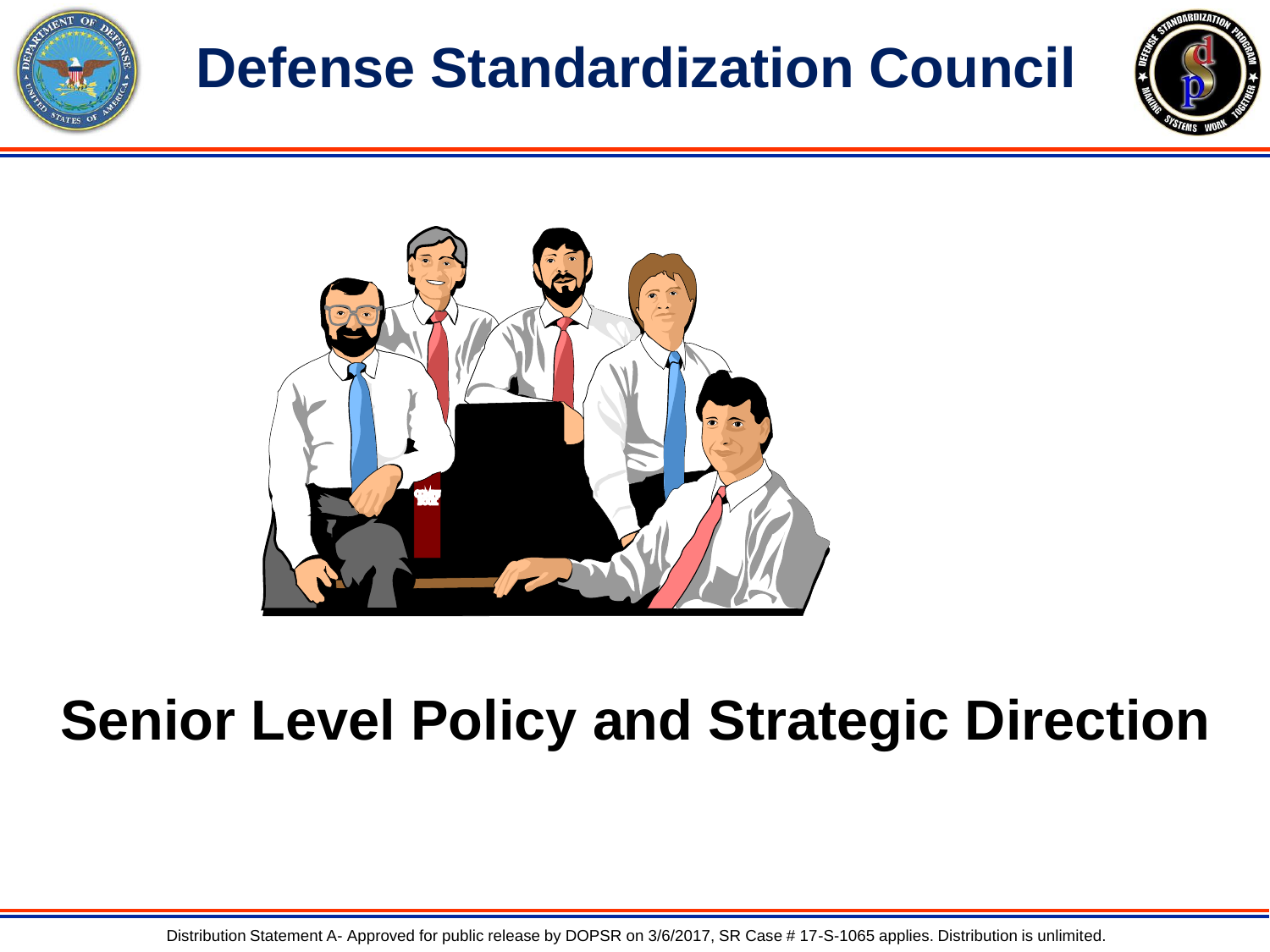# Defense Standardization Council

## Senior Level Policy and Strategic Direction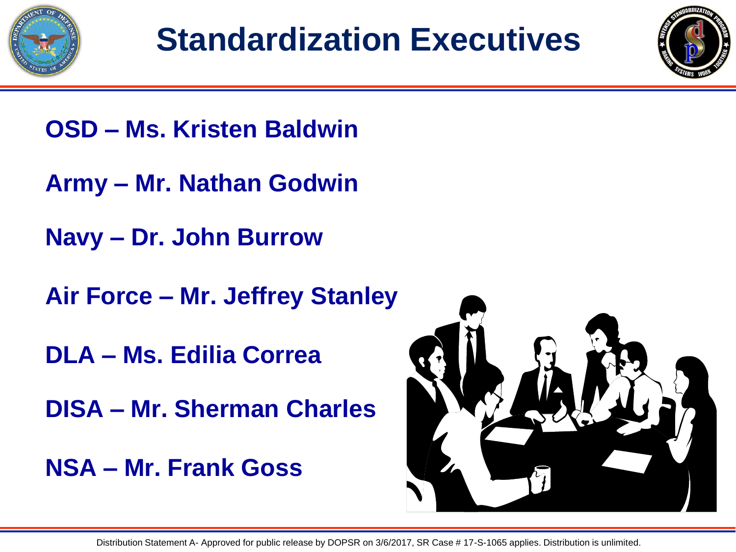# Standardization Executives

**OSD – Ms. Kristen Baldwin**

**Army – Mr. Nathan Godwin**

**Navy – Dr. John Burrow**

**Air Force – Mr. Jeffrey Stanley**

**DLA – Ms. Edilia Correa**

**DISA – Mr. Sherman Charles**

**NSA – Mr. Frank Goss**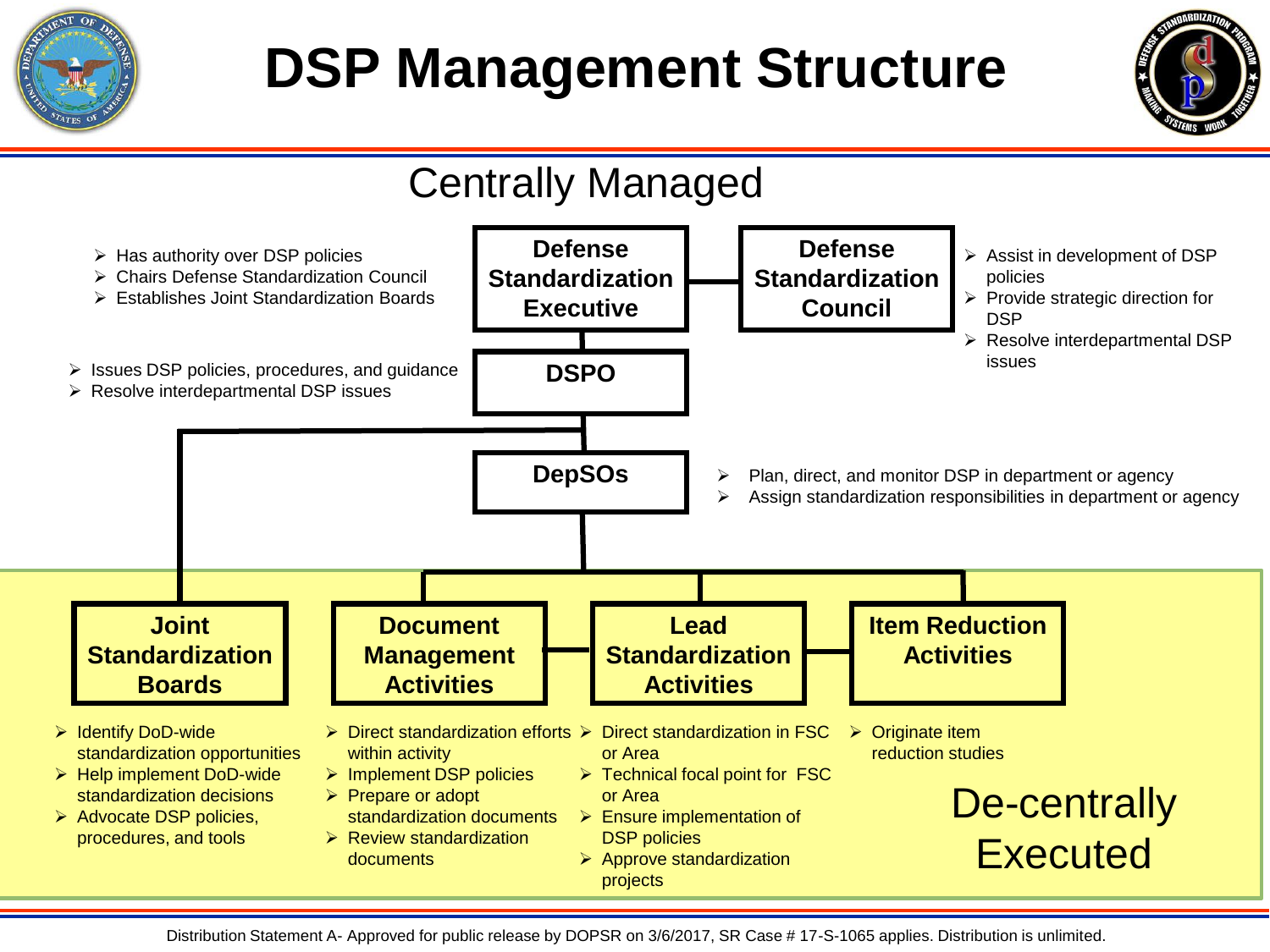# DSP Management Structure

## Centrally Managed

**Defense Standardization Executive**

- Has authority over DSP policies
- Chairs Defense Standardization Council
- Establishes Joint Standardization Boards

**Defense Standardization Council**

- Assist in development of DSP policies
- Provide strategic direction for DSP
- Resolve interdepartmental DSP issues

**DSPO**

- Issues DSP policies, procedures, and guidance
- Resolve interdepartmental DSP issues

**DepSOs**

- Plan, direct, and monitor DSP in department or agency
- Assign standardization responsibilities in department or agency

## De-centrally Executed

**Joint Standardization Boards**

- Identify DoD-wide standardization opportunities
- Help implement DoD-wide standardization decisions
- Advocate DSP policies, procedures, and tools

**Document Management Activities**

- Direct standardization efforts within activity
- Implement DSP policies
- Prepare or adopt standardization documents
- Review standardization documents

**Lead Standardization Activities**

- Direct standardization in FSC or Area
- Technical focal point for FSC or Area
- Ensure implementation of DSP policies
- Approve standardization projects

**Item Reduction Activities**

- Originate item reduction studies

Distribution Statement A- Approved for public release by DOPSR on 3/6/2017, SR Case # 17-S-1065 applies. Distribution is unlimited.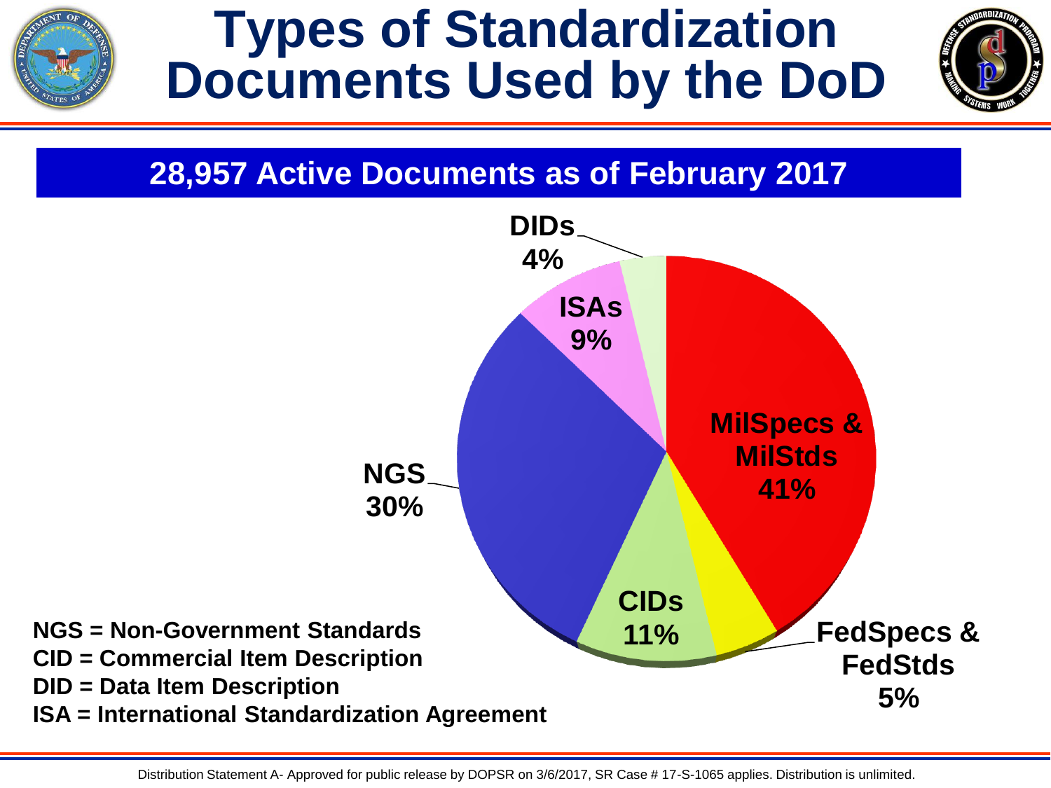# Types of Standardization Documents Used by the DoD

## 28,957 Active Documents as of February 2017

| Document Type | Percentage |
|---|---|
| MilSpecs & MilStds | 41% |
| NGS | 30% |
| CIDs | 11% |
| ISAs | 9% |
| FedSpecs & FedStds | 5% |
| DIDs | 4% |

**NGS = Non-Government Standards**
**CID = Commercial Item Description**
**DID = Data Item Description**
**ISA = International Standardization Agreement**

Distribution Statement A- Approved for public release by DOPSR on 3/6/2017, SR Case # 17-S-1065 applies. Distribution is unlimited.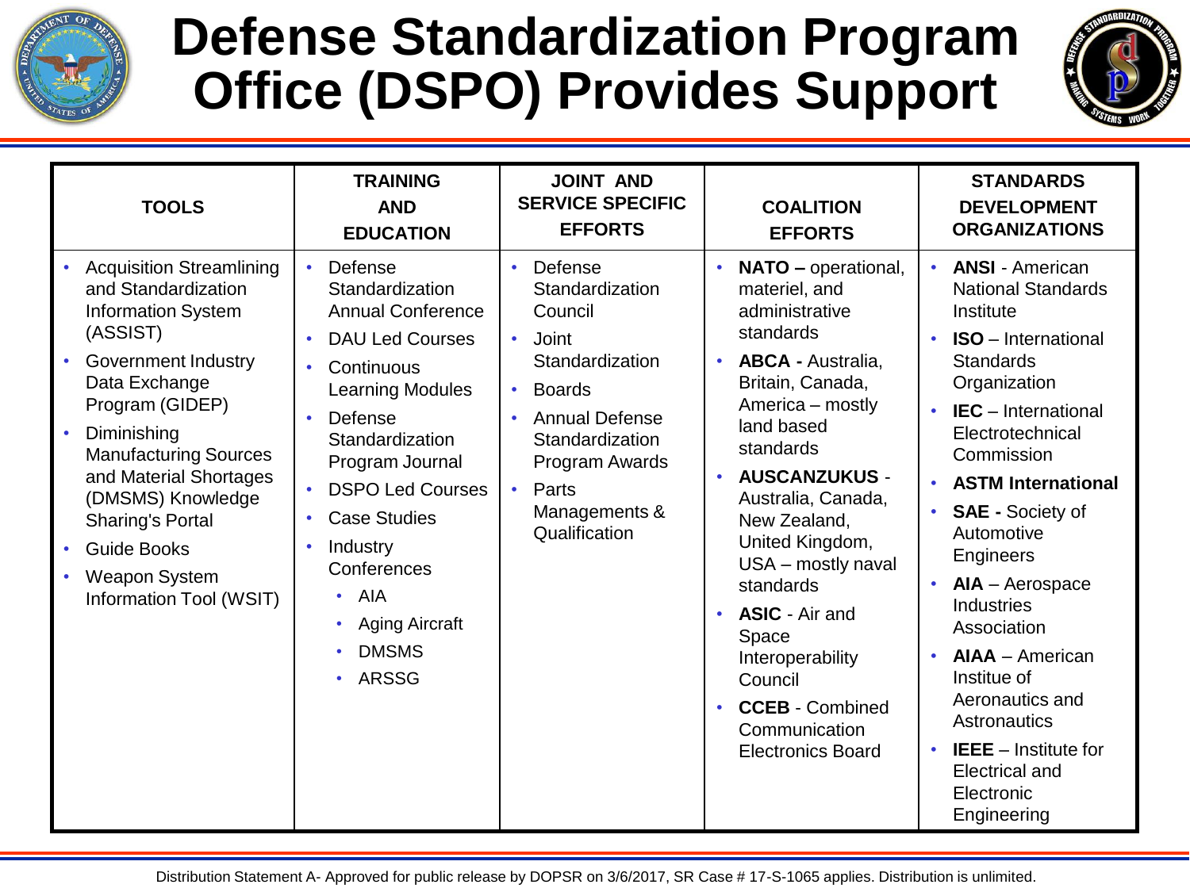# Defense Standardization Program Office (DSPO) Provides Support

| TOOLS | TRAINING AND EDUCATION | JOINT AND SERVICE SPECIFIC EFFORTS | COALITION EFFORTS | STANDARDS DEVELOPMENT ORGANIZATIONS |
|---|---|---|---|---|
| • Acquisition Streamlining and Standardization Information System (ASSIST)<br>• Government Industry Data Exchange Program (GIDEP)<br>• Diminishing Manufacturing Sources and Material Shortages (DMSMS) Knowledge Sharing's Portal<br>• Guide Books<br>• Weapon System Information Tool (WSIT) | • Defense Standardization Annual Conference<br>• DAU Led Courses<br>• Continuous Learning Modules<br>• Defense Standardization Program Journal<br>• DSPO Led Courses<br>• Case Studies<br>• Industry Conferences<br>  • AIA<br>  • Aging Aircraft<br>  • DMSMS<br>  • ARSSG | • Defense Standardization Council<br>• Joint Standardization<br>• Boards<br>• Annual Defense Standardization Program Awards<br>• Parts Managements & Qualification | • **NATO –** operational, materiel, and administrative standards<br>• **ABCA -** Australia, Britain, Canada, America – mostly land based standards<br>• **AUSCANZUKUS** - Australia, Canada, New Zealand, United Kingdom, USA – mostly naval standards<br>• **ASIC** - Air and Space Interoperability Council<br>• **CCEB** - Combined Communication Electronics Board | • **ANSI** - American National Standards Institute<br>• **ISO** – International Standards Organization<br>• **IEC** – International Electrotechnical Commission<br>• **ASTM International**<br>• **SAE -** Society of Automotive Engineers<br>• **AIA** – Aerospace Industries Association<br>• **AIAA** – American Institue of Aeronautics and Astronautics<br>• **IEEE** – Institute for Electrical and Electronic Engineering |

Distribution Statement A- Approved for public release by DOPSR on 3/6/2017, SR Case # 17-S-1065 applies. Distribution is unlimited.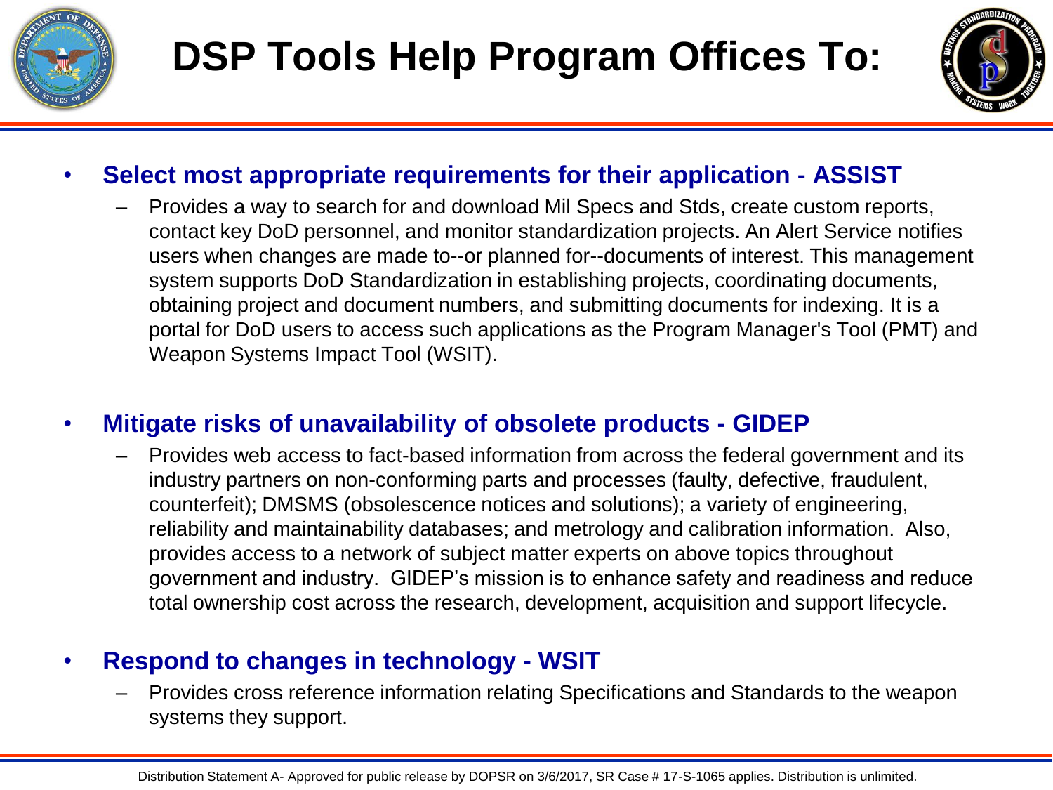# DSP Tools Help Program Offices To:

- **Select most appropriate requirements for their application - ASSIST**
  - Provides a way to search for and download Mil Specs and Stds, create custom reports, contact key DoD personnel, and monitor standardization projects. An Alert Service notifies users when changes are made to--or planned for--documents of interest. This management system supports DoD Standardization in establishing projects, coordinating documents, obtaining project and document numbers, and submitting documents for indexing. It is a portal for DoD users to access such applications as the Program Manager's Tool (PMT) and Weapon Systems Impact Tool (WSIT).

- **Mitigate risks of unavailability of obsolete products - GIDEP**
  - Provides web access to fact-based information from across the federal government and its industry partners on non-conforming parts and processes (faulty, defective, fraudulent, counterfeit); DMSMS (obsolescence notices and solutions); a variety of engineering, reliability and maintainability databases; and metrology and calibration information. Also, provides access to a network of subject matter experts on above topics throughout government and industry. GIDEP's mission is to enhance safety and readiness and reduce total ownership cost across the research, development, acquisition and support lifecycle.

- **Respond to changes in technology - WSIT**
  - Provides cross reference information relating Specifications and Standards to the weapon systems they support.

Distribution Statement A- Approved for public release by DOPSR on 3/6/2017, SR Case # 17-S-1065 applies. Distribution is unlimited.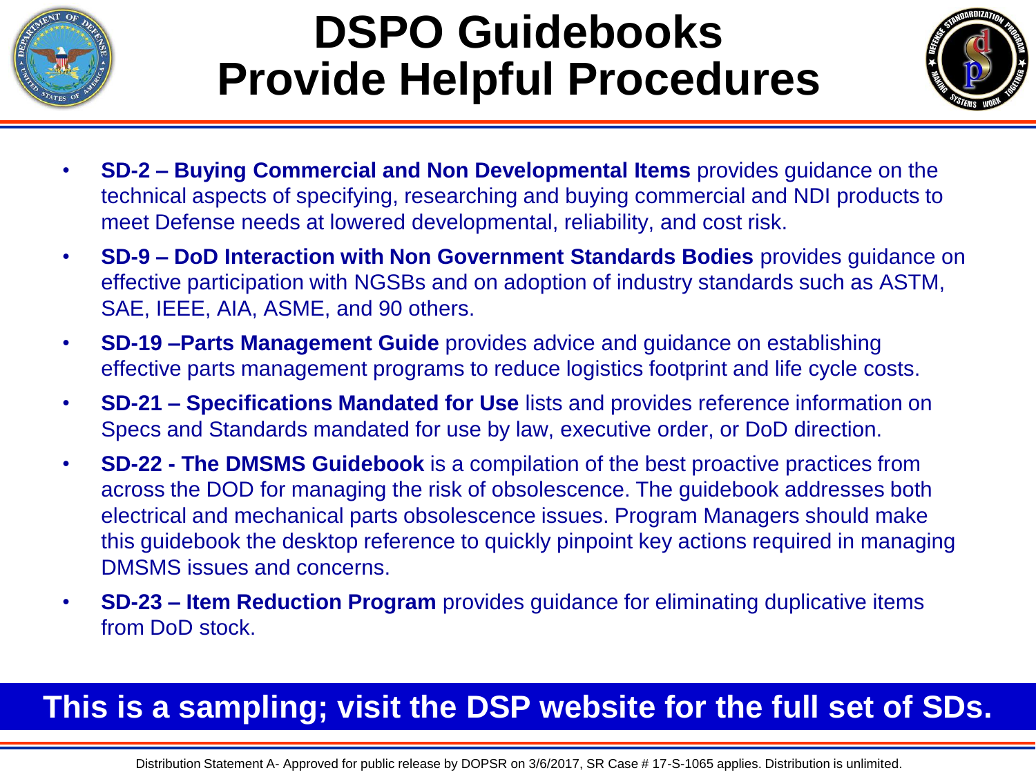# DSPO Guidebooks Provide Helpful Procedures

- **SD-2 – Buying Commercial and Non Developmental Items** provides guidance on the technical aspects of specifying, researching and buying commercial and NDI products to meet Defense needs at lowered developmental, reliability, and cost risk.
- **SD-9 – DoD Interaction with Non Government Standards Bodies** provides guidance on effective participation with NGSBs and on adoption of industry standards such as ASTM, SAE, IEEE, AIA, ASME, and 90 others.
- **SD-19 –Parts Management Guide** provides advice and guidance on establishing effective parts management programs to reduce logistics footprint and life cycle costs.
- **SD-21 – Specifications Mandated for Use** lists and provides reference information on Specs and Standards mandated for use by law, executive order, or DoD direction.
- **SD-22 - The DMSMS Guidebook** is a compilation of the best proactive practices from across the DOD for managing the risk of obsolescence. The guidebook addresses both electrical and mechanical parts obsolescence issues. Program Managers should make this guidebook the desktop reference to quickly pinpoint key actions required in managing DMSMS issues and concerns.
- **SD-23 – Item Reduction Program** provides guidance for eliminating duplicative items from DoD stock.

**This is a sampling; visit the DSP website for the full set of SDs.**

Distribution Statement A- Approved for public release by DOPSR on 3/6/2017, SR Case # 17-S-1065 applies. Distribution is unlimited.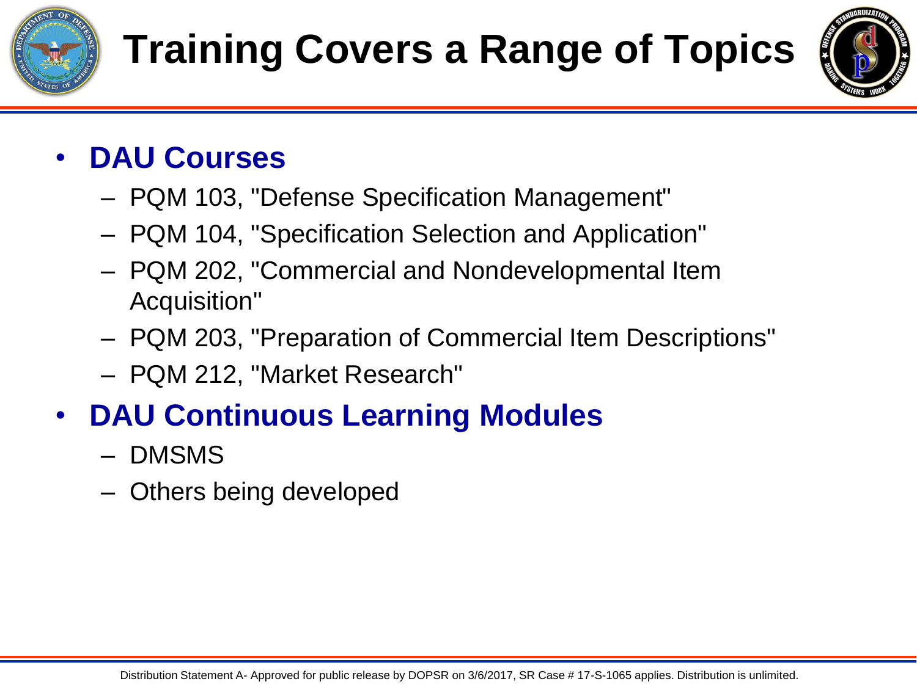# Training Covers a Range of Topics

- **DAU Courses**
  - PQM 103, "Defense Specification Management"
  - PQM 104, "Specification Selection and Application"
  - PQM 202, "Commercial and Nondevelopmental Item Acquisition"
  - PQM 203, "Preparation of Commercial Item Descriptions"
  - PQM 212, "Market Research"
- **DAU Continuous Learning Modules**
  - DMSMS
  - Others being developed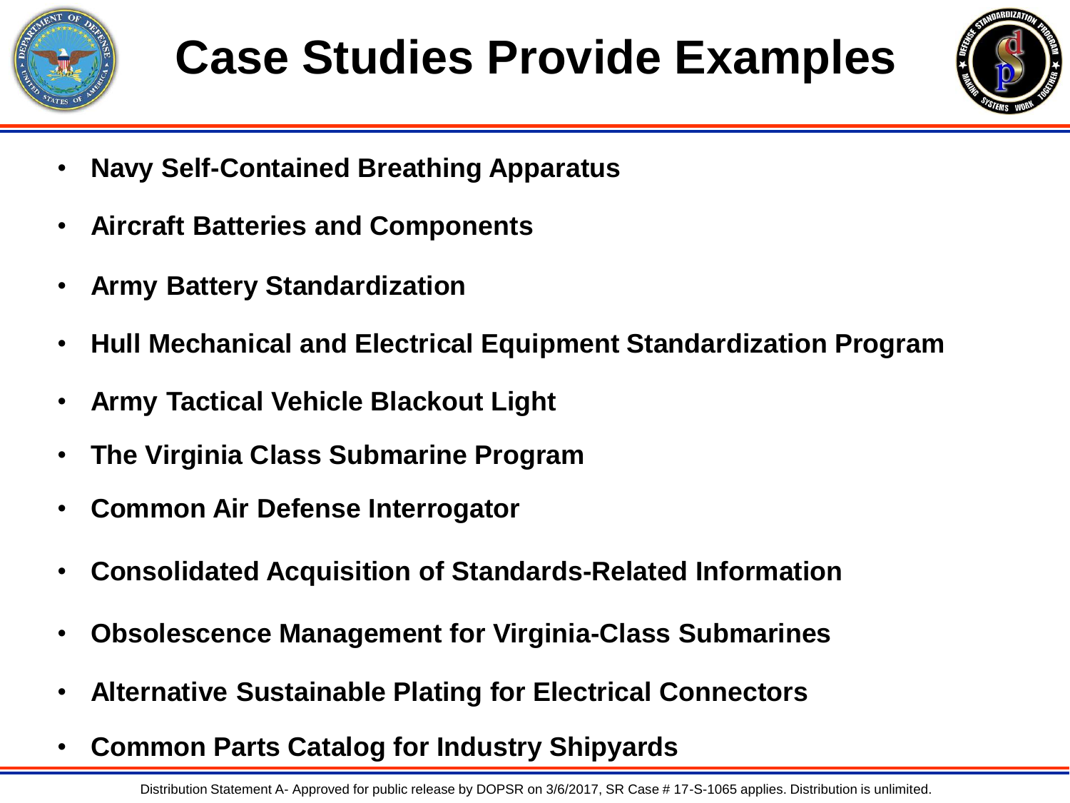# Case Studies Provide Examples

- **Navy Self-Contained Breathing Apparatus**
- **Aircraft Batteries and Components**
- **Army Battery Standardization**
- **Hull Mechanical and Electrical Equipment Standardization Program**
- **Army Tactical Vehicle Blackout Light**
- **The Virginia Class Submarine Program**
- **Common Air Defense Interrogator**
- **Consolidated Acquisition of Standards-Related Information**
- **Obsolescence Management for Virginia-Class Submarines**
- **Alternative Sustainable Plating for Electrical Connectors**
- **Common Parts Catalog for Industry Shipyards**

Distribution Statement A- Approved for public release by DOPSR on 3/6/2017, SR Case # 17-S-1065 applies. Distribution is unlimited.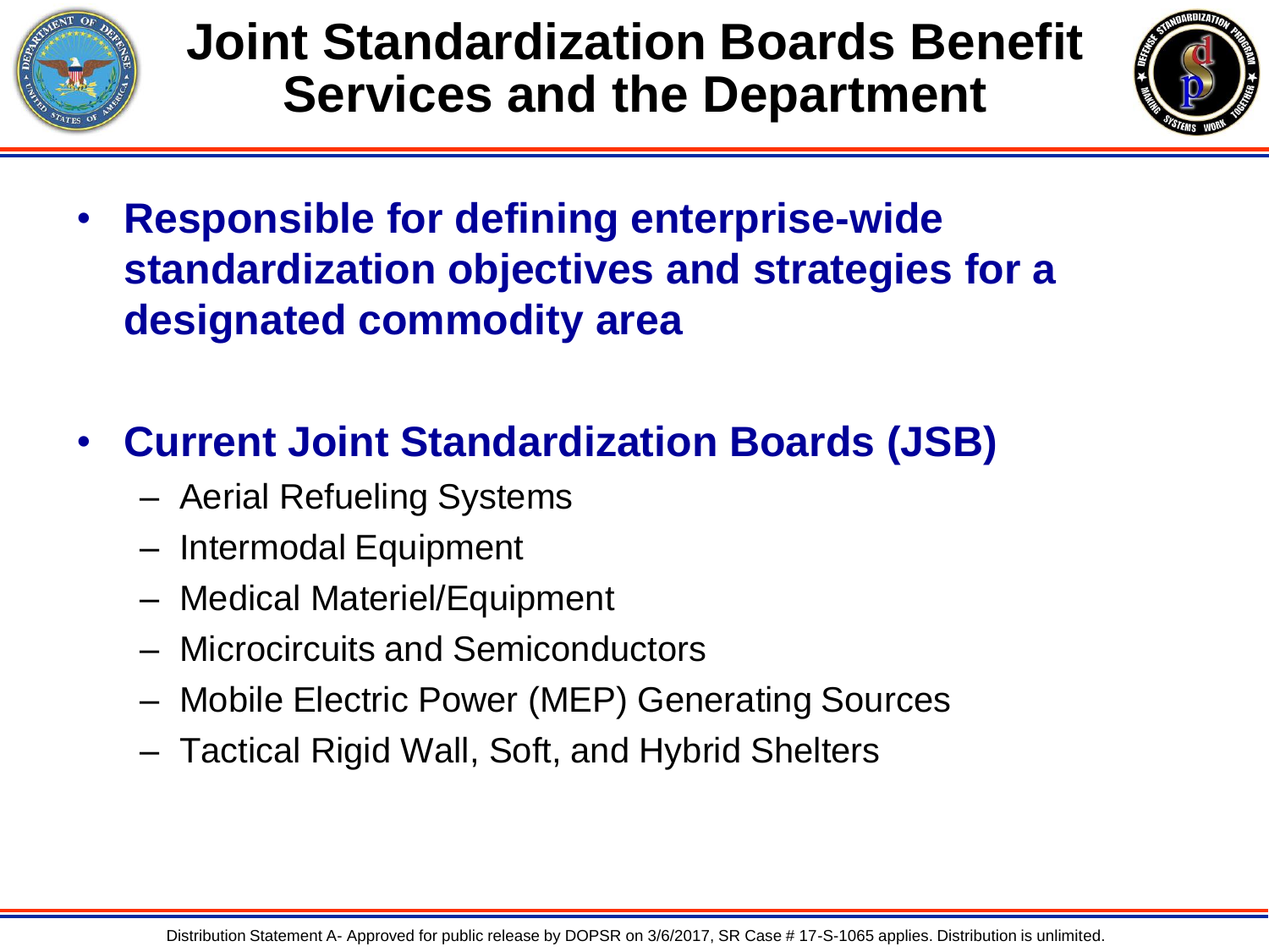# Joint Standardization Boards Benefit Services and the Department

- **Responsible for defining enterprise-wide standardization objectives and strategies for a designated commodity area**

- **Current Joint Standardization Boards (JSB)**
  - Aerial Refueling Systems
  - Intermodal Equipment
  - Medical Materiel/Equipment
  - Microcircuits and Semiconductors
  - Mobile Electric Power (MEP) Generating Sources
  - Tactical Rigid Wall, Soft, and Hybrid Shelters

Distribution Statement A- Approved for public release by DOPSR on 3/6/2017, SR Case # 17-S-1065 applies. Distribution is unlimited.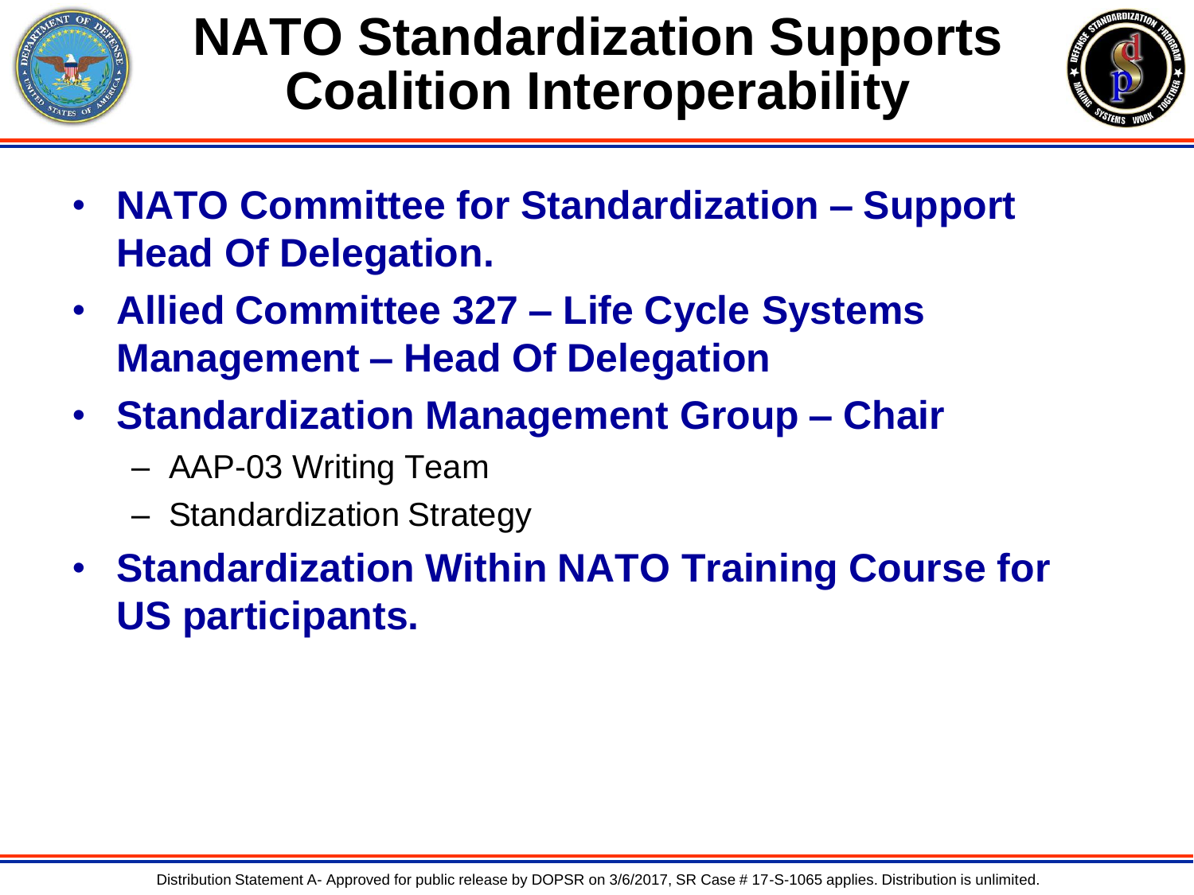# NATO Standardization Supports Coalition Interoperability

- **NATO Committee for Standardization – Support Head Of Delegation.**
- **Allied Committee 327 – Life Cycle Systems Management – Head Of Delegation**
- **Standardization Management Group – Chair**
  - AAP-03 Writing Team
  - Standardization Strategy
- **Standardization Within NATO Training Course for US participants.**

Distribution Statement A- Approved for public release by DOPSR on 3/6/2017, SR Case # 17-S-1065 applies. Distribution is unlimited.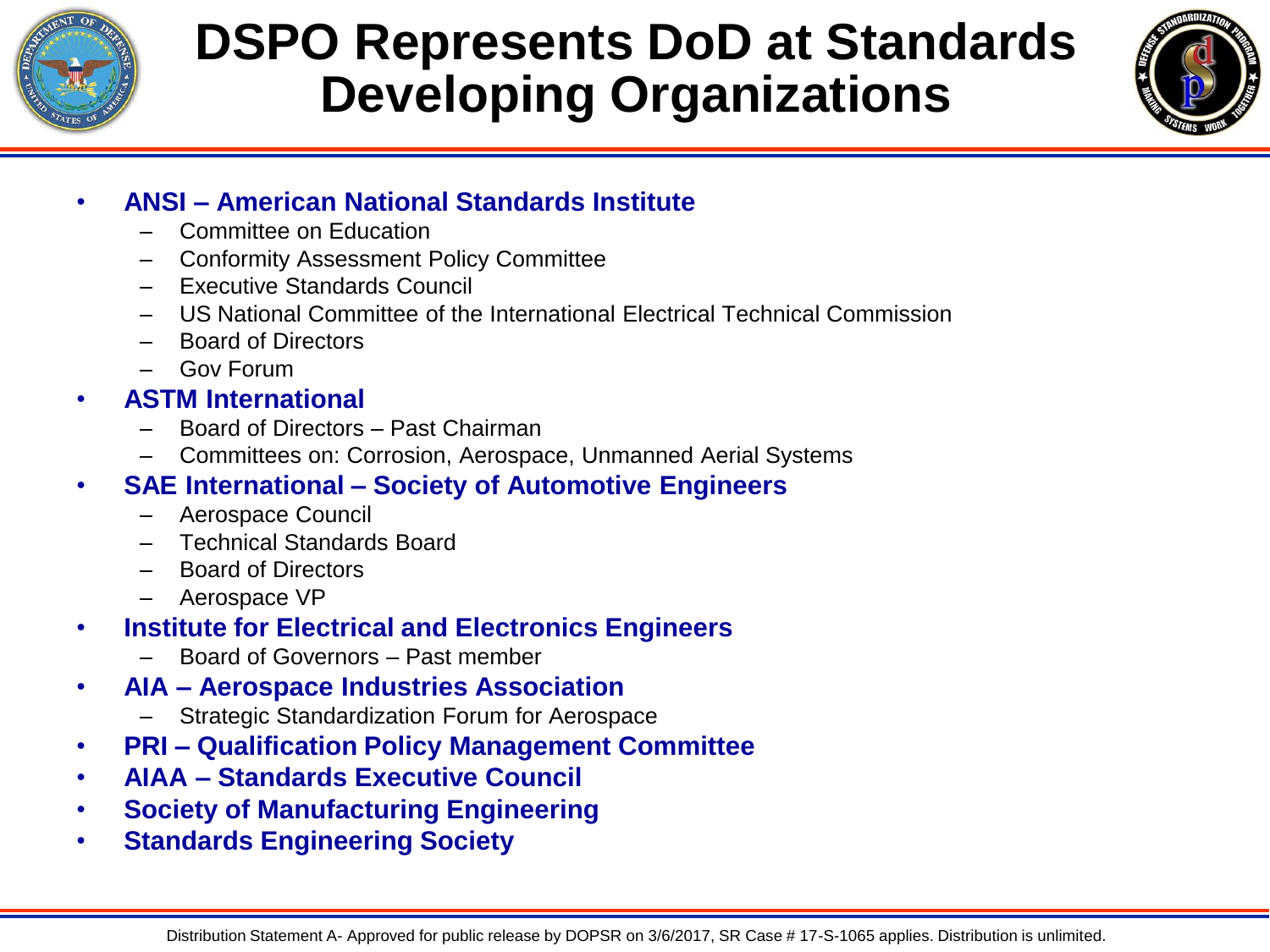# DSPO Represents DoD at Standards Developing Organizations

- **ANSI – American National Standards Institute**
  - Committee on Education
  - Conformity Assessment Policy Committee
  - Executive Standards Council
  - US National Committee of the International Electrical Technical Commission
  - Board of Directors
  - Gov Forum
- **ASTM International**
  - Board of Directors – Past Chairman
  - Committees on: Corrosion, Aerospace, Unmanned Aerial Systems
- **SAE International – Society of Automotive Engineers**
  - Aerospace Council
  - Technical Standards Board
  - Board of Directors
  - Aerospace VP
- **Institute for Electrical and Electronics Engineers**
  - Board of Governors – Past member
- **AIA – Aerospace Industries Association**
  - Strategic Standardization Forum for Aerospace
- **PRI – Qualification Policy Management Committee**
- **AIAA – Standards Executive Council**
- **Society of Manufacturing Engineering**
- **Standards Engineering Society**

Distribution Statement A- Approved for public release by DOPSR on 3/6/2017, SR Case # 17-S-1065 applies. Distribution is unlimited.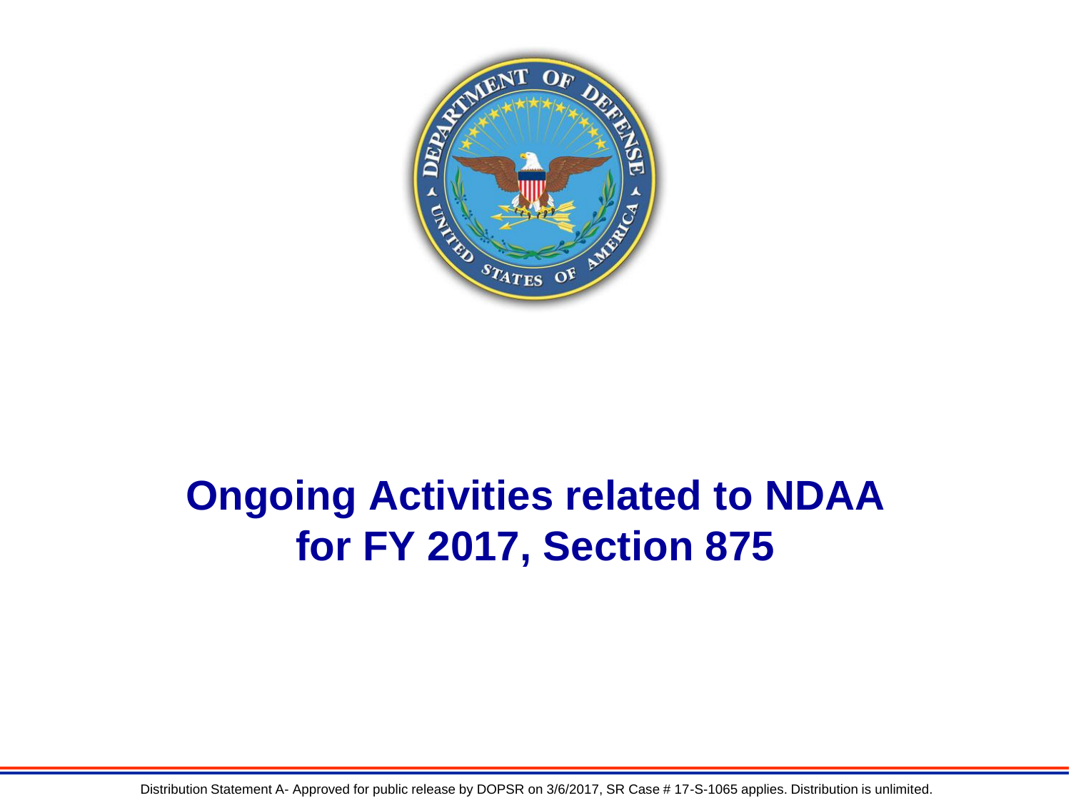# Ongoing Activities related to NDAA for FY 2017, Section 875

Distribution Statement A- Approved for public release by DOPSR on 3/6/2017, SR Case # 17-S-1065 applies. Distribution is unlimited.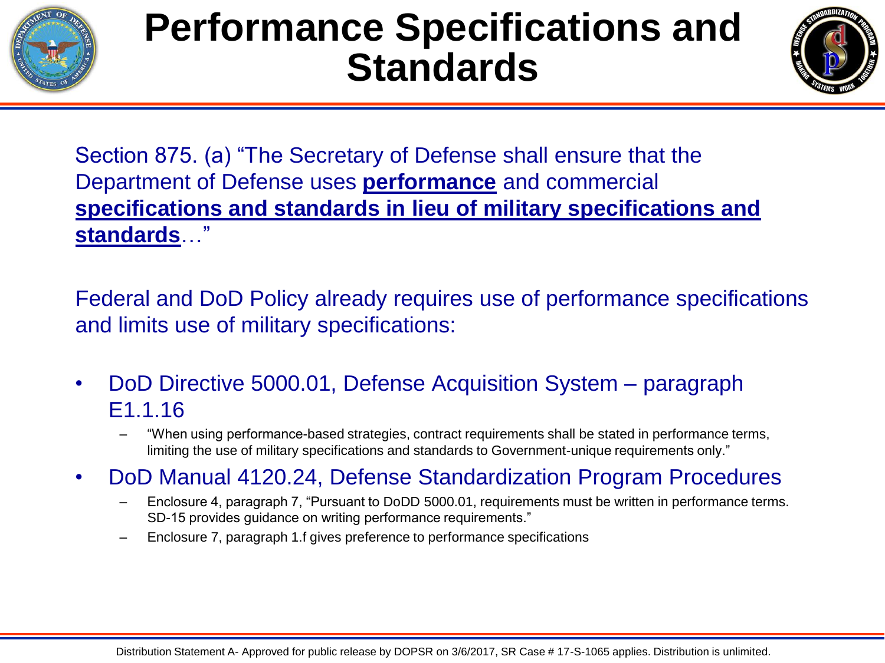# Performance Specifications and Standards

Section 875. (a) "The Secretary of Defense shall ensure that the Department of Defense uses **performance** and commercial **specifications and standards in lieu of military specifications and standards**…"

Federal and DoD Policy already requires use of performance specifications and limits use of military specifications:

- DoD Directive 5000.01, Defense Acquisition System – paragraph E1.1.16
  - "When using performance-based strategies, contract requirements shall be stated in performance terms, limiting the use of military specifications and standards to Government-unique requirements only."
- DoD Manual 4120.24, Defense Standardization Program Procedures
  - Enclosure 4, paragraph 7, "Pursuant to DoDD 5000.01, requirements must be written in performance terms. SD-15 provides guidance on writing performance requirements."
  - Enclosure 7, paragraph 1.f gives preference to performance specifications

Distribution Statement A- Approved for public release by DOPSR on 3/6/2017, SR Case # 17-S-1065 applies. Distribution is unlimited.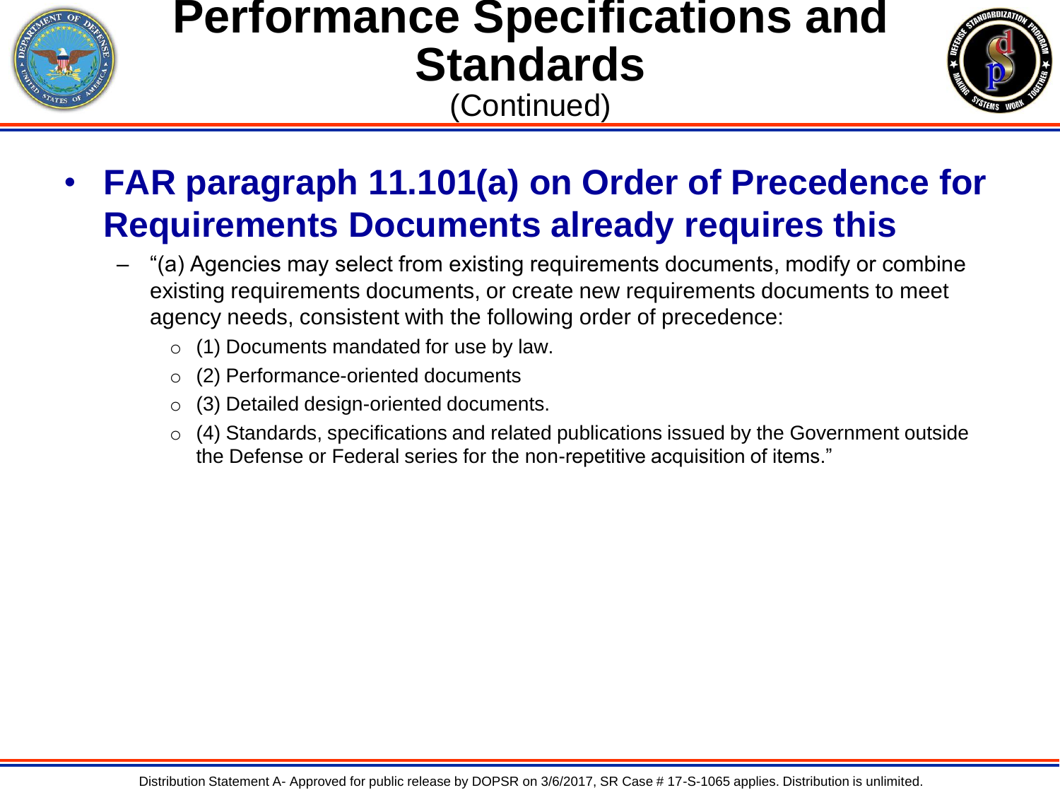# Performance Specifications and Standards
(Continued)

- **FAR paragraph 11.101(a) on Order of Precedence for Requirements Documents already requires this**
  - "(a) Agencies may select from existing requirements documents, modify or combine existing requirements documents, or create new requirements documents to meet agency needs, consistent with the following order of precedence:
    - (1) Documents mandated for use by law.
    - (2) Performance-oriented documents
    - (3) Detailed design-oriented documents.
    - (4) Standards, specifications and related publications issued by the Government outside the Defense or Federal series for the non-repetitive acquisition of items."

Distribution Statement A- Approved for public release by DOPSR on 3/6/2017, SR Case # 17-S-1065 applies. Distribution is unlimited.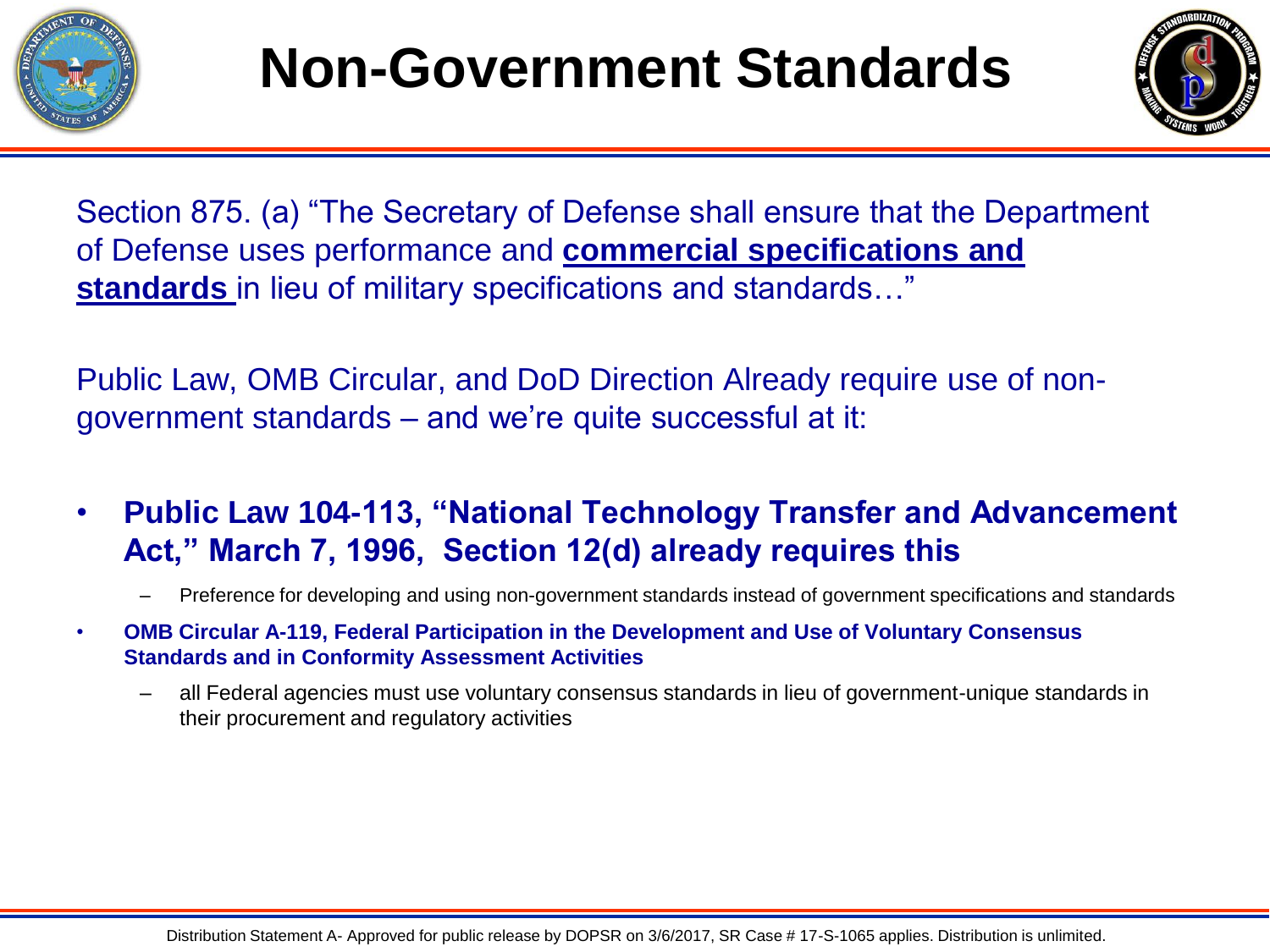# Non-Government Standards

Section 875. (a) "The Secretary of Defense shall ensure that the Department of Defense uses performance and **commercial specifications and standards** in lieu of military specifications and standards…"

Public Law, OMB Circular, and DoD Direction Already require use of non-government standards – and we're quite successful at it:

- **Public Law 104-113, "National Technology Transfer and Advancement Act," March 7, 1996, Section 12(d) already requires this**
  - Preference for developing and using non-government standards instead of government specifications and standards
- **OMB Circular A-119, Federal Participation in the Development and Use of Voluntary Consensus Standards and in Conformity Assessment Activities**
  - all Federal agencies must use voluntary consensus standards in lieu of government-unique standards in their procurement and regulatory activities

Distribution Statement A- Approved for public release by DOPSR on 3/6/2017, SR Case # 17-S-1065 applies. Distribution is unlimited.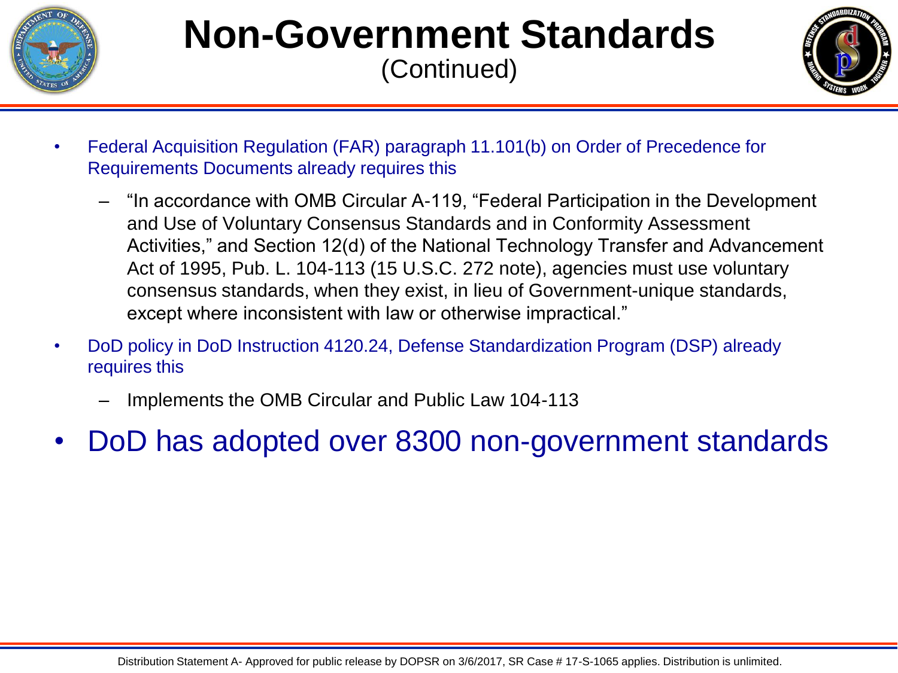# Non-Government Standards
(Continued)

- Federal Acquisition Regulation (FAR) paragraph 11.101(b) on Order of Precedence for Requirements Documents already requires this
  - "In accordance with OMB Circular A-119, "Federal Participation in the Development and Use of Voluntary Consensus Standards and in Conformity Assessment Activities," and Section 12(d) of the National Technology Transfer and Advancement Act of 1995, Pub. L. 104-113 (15 U.S.C. 272 note), agencies must use voluntary consensus standards, when they exist, in lieu of Government-unique standards, except where inconsistent with law or otherwise impractical."
- DoD policy in DoD Instruction 4120.24, Defense Standardization Program (DSP) already requires this
  - Implements the OMB Circular and Public Law 104-113
- DoD has adopted over 8300 non-government standards

Distribution Statement A- Approved for public release by DOPSR on 3/6/2017, SR Case # 17-S-1065 applies. Distribution is unlimited.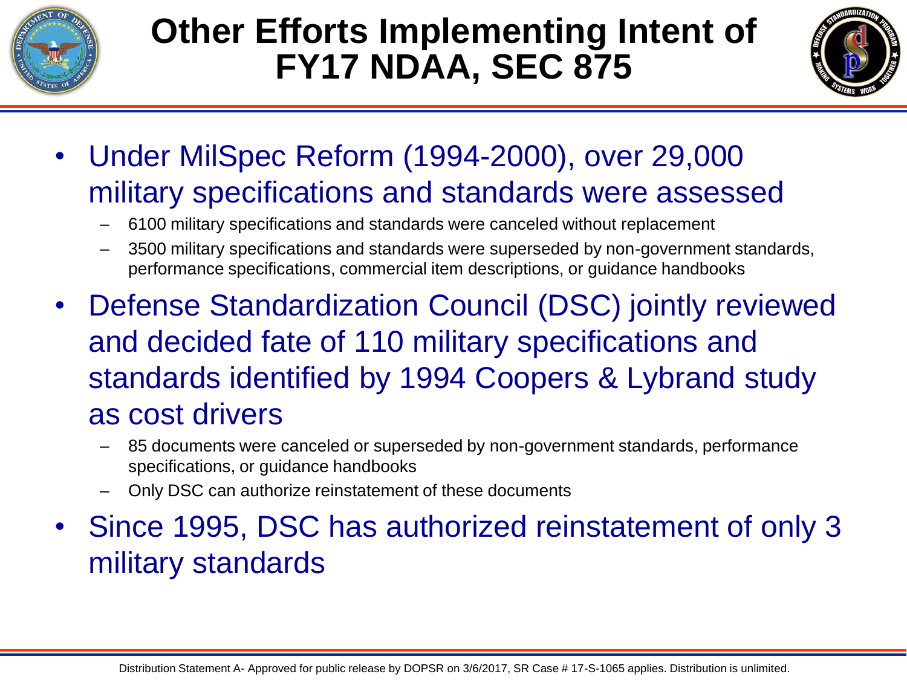# Other Efforts Implementing Intent of FY17 NDAA, SEC 875

- Under MilSpec Reform (1994-2000), over 29,000 military specifications and standards were assessed
  - 6100 military specifications and standards were canceled without replacement
  - 3500 military specifications and standards were superseded by non-government standards, performance specifications, commercial item descriptions, or guidance handbooks
- Defense Standardization Council (DSC) jointly reviewed and decided fate of 110 military specifications and standards identified by 1994 Coopers & Lybrand study as cost drivers
  - 85 documents were canceled or superseded by non-government standards, performance specifications, or guidance handbooks
  - Only DSC can authorize reinstatement of these documents
- Since 1995, DSC has authorized reinstatement of only 3 military standards

Distribution Statement A- Approved for public release by DOPSR on 3/6/2017, SR Case # 17-S-1065 applies. Distribution is unlimited.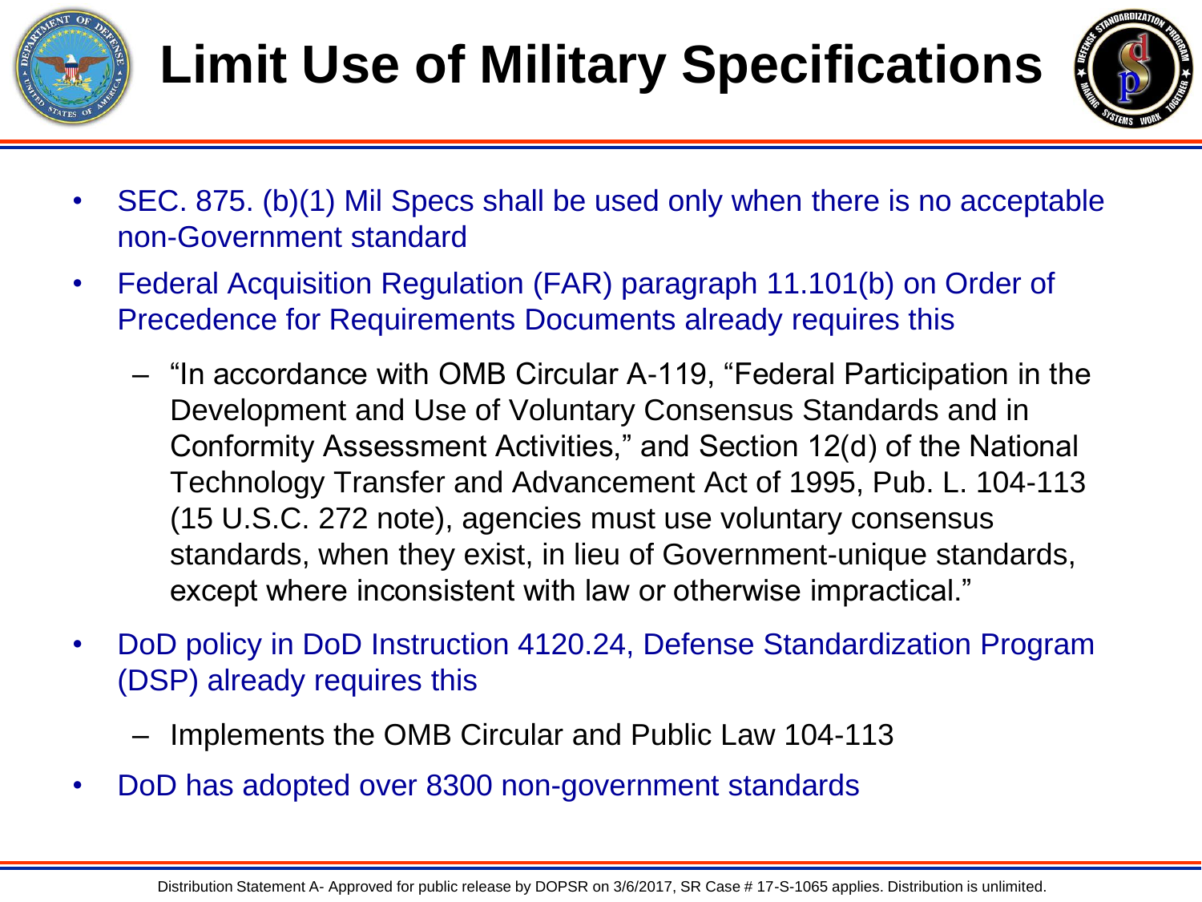# Limit Use of Military Specifications

- SEC. 875. (b)(1) Mil Specs shall be used only when there is no acceptable non-Government standard
- Federal Acquisition Regulation (FAR) paragraph 11.101(b) on Order of Precedence for Requirements Documents already requires this
  - "In accordance with OMB Circular A-119, "Federal Participation in the Development and Use of Voluntary Consensus Standards and in Conformity Assessment Activities," and Section 12(d) of the National Technology Transfer and Advancement Act of 1995, Pub. L. 104-113 (15 U.S.C. 272 note), agencies must use voluntary consensus standards, when they exist, in lieu of Government-unique standards, except where inconsistent with law or otherwise impractical."
- DoD policy in DoD Instruction 4120.24, Defense Standardization Program (DSP) already requires this
  - Implements the OMB Circular and Public Law 104-113
- DoD has adopted over 8300 non-government standards

Distribution Statement A- Approved for public release by DOPSR on 3/6/2017, SR Case # 17-S-1065 applies. Distribution is unlimited.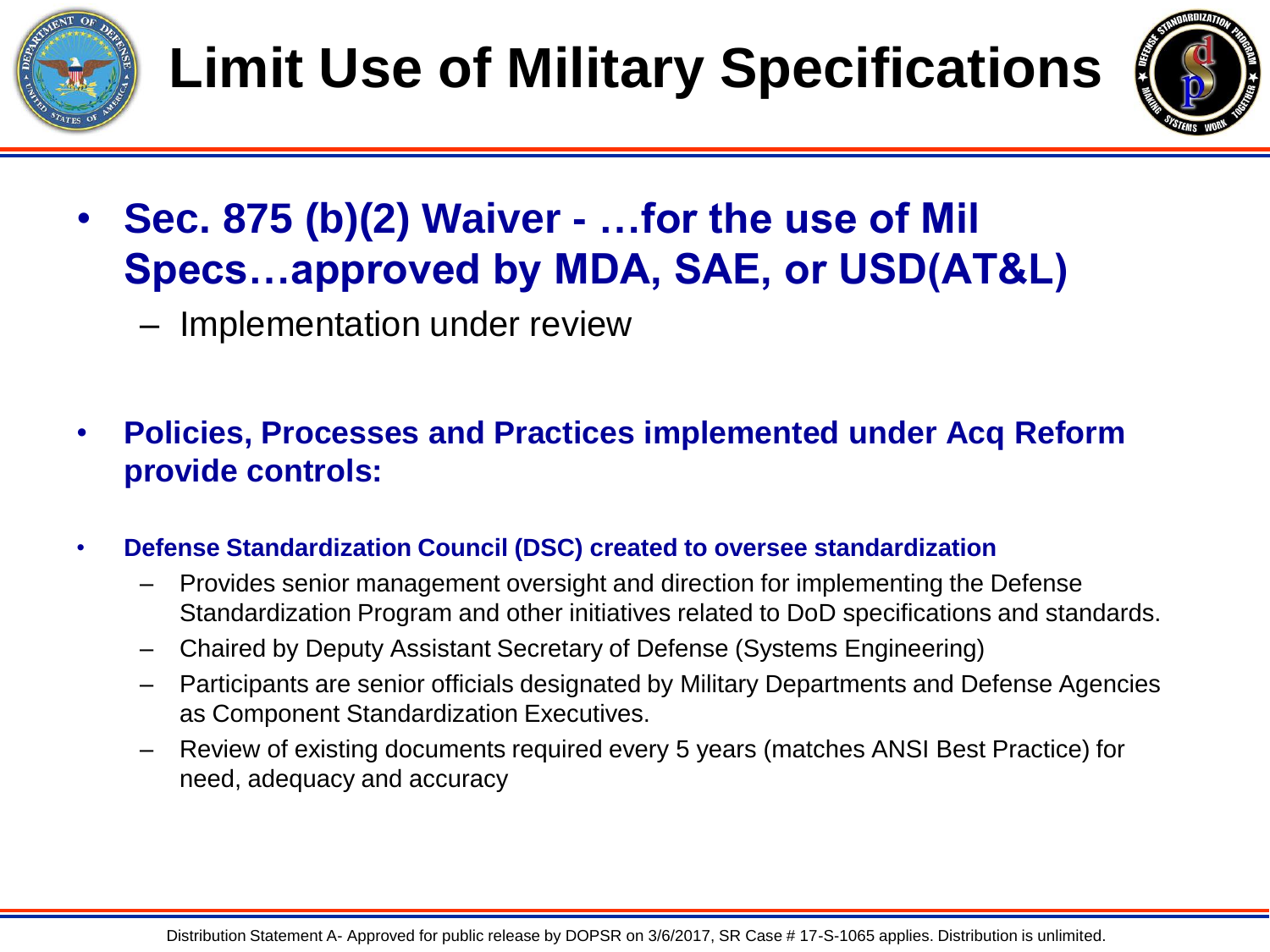# Limit Use of Military Specifications

- **Sec. 875 (b)(2) Waiver - …for the use of Mil Specs…approved by MDA, SAE, or USD(AT&L)**
  - Implementation under review

- **Policies, Processes and Practices implemented under Acq Reform provide controls:**

- **Defense Standardization Council (DSC) created to oversee standardization**
  - Provides senior management oversight and direction for implementing the Defense Standardization Program and other initiatives related to DoD specifications and standards.
  - Chaired by Deputy Assistant Secretary of Defense (Systems Engineering)
  - Participants are senior officials designated by Military Departments and Defense Agencies as Component Standardization Executives.
  - Review of existing documents required every 5 years (matches ANSI Best Practice) for need, adequacy and accuracy

Distribution Statement A- Approved for public release by DOPSR on 3/6/2017, SR Case # 17-S-1065 applies. Distribution is unlimited.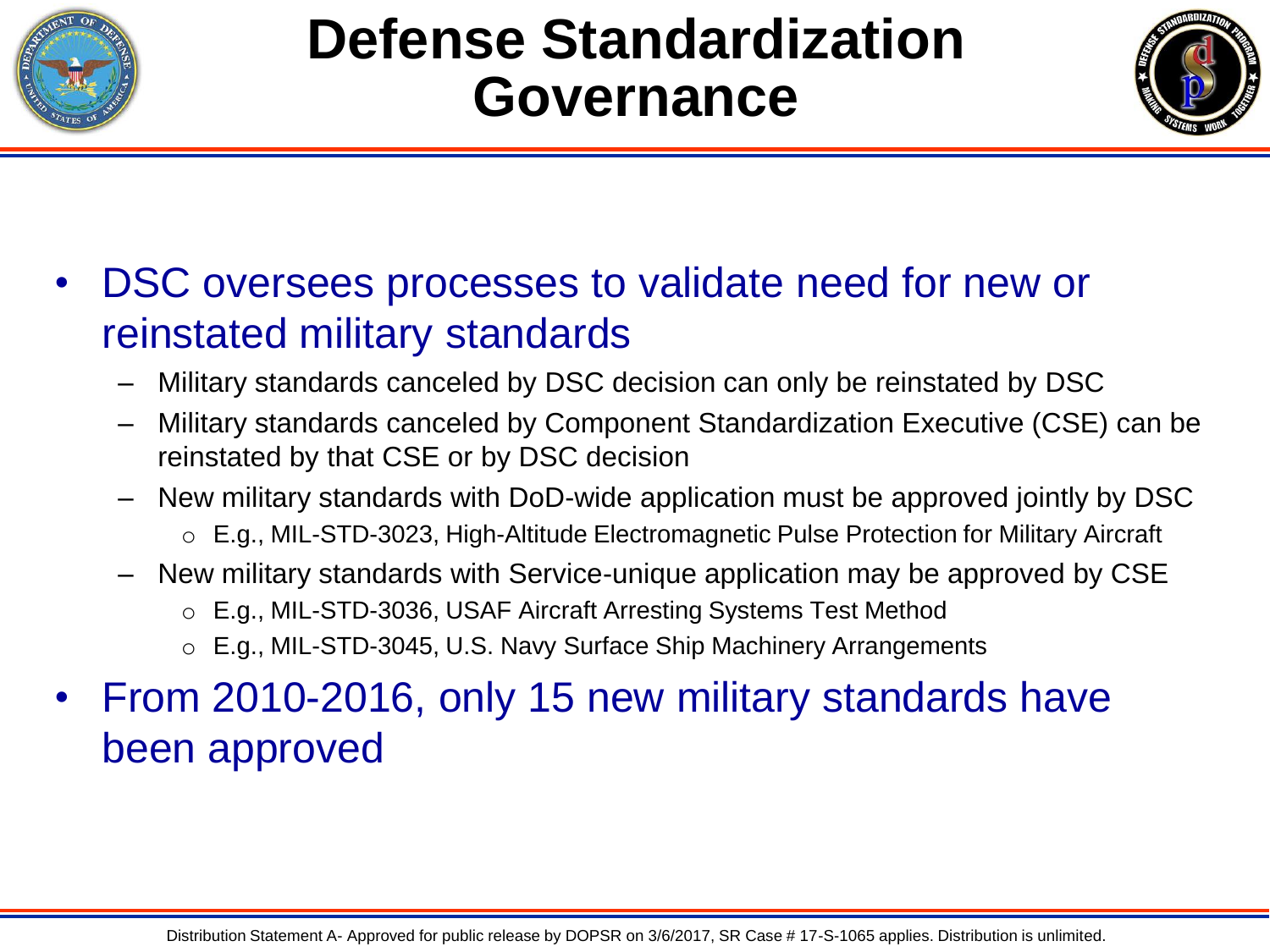# Defense Standardization Governance

- DSC oversees processes to validate need for new or reinstated military standards
  - Military standards canceled by DSC decision can only be reinstated by DSC
  - Military standards canceled by Component Standardization Executive (CSE) can be reinstated by that CSE or by DSC decision
  - New military standards with DoD-wide application must be approved jointly by DSC
    - E.g., MIL-STD-3023, High-Altitude Electromagnetic Pulse Protection for Military Aircraft
  - New military standards with Service-unique application may be approved by CSE
    - E.g., MIL-STD-3036, USAF Aircraft Arresting Systems Test Method
    - E.g., MIL-STD-3045, U.S. Navy Surface Ship Machinery Arrangements
- From 2010-2016, only 15 new military standards have been approved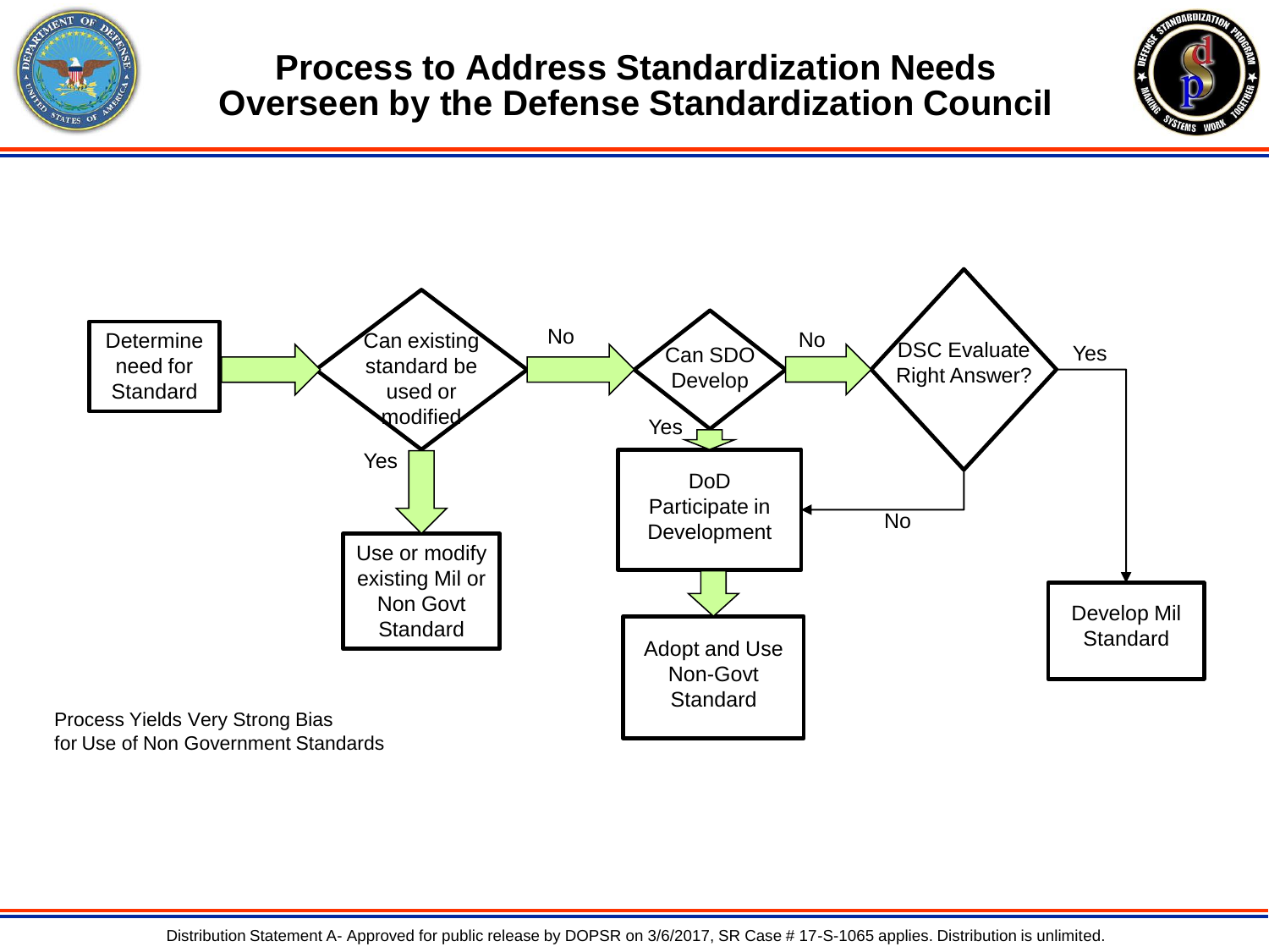# Process to Address Standardization Needs Overseen by the Defense Standardization Council

Determine need for Standard

Can existing standard be used or modified

No

Can SDO Develop

No

DSC Evaluate Right Answer?

Yes

Yes

Yes

DoD Participate in Development

No

Use or modify existing Mil or Non Govt Standard

Adopt and Use Non-Govt Standard

Develop Mil Standard

Process Yields Very Strong Bias for Use of Non Government Standards

Distribution Statement A- Approved for public release by DOPSR on 3/6/2017, SR Case # 17-S-1065 applies. Distribution is unlimited.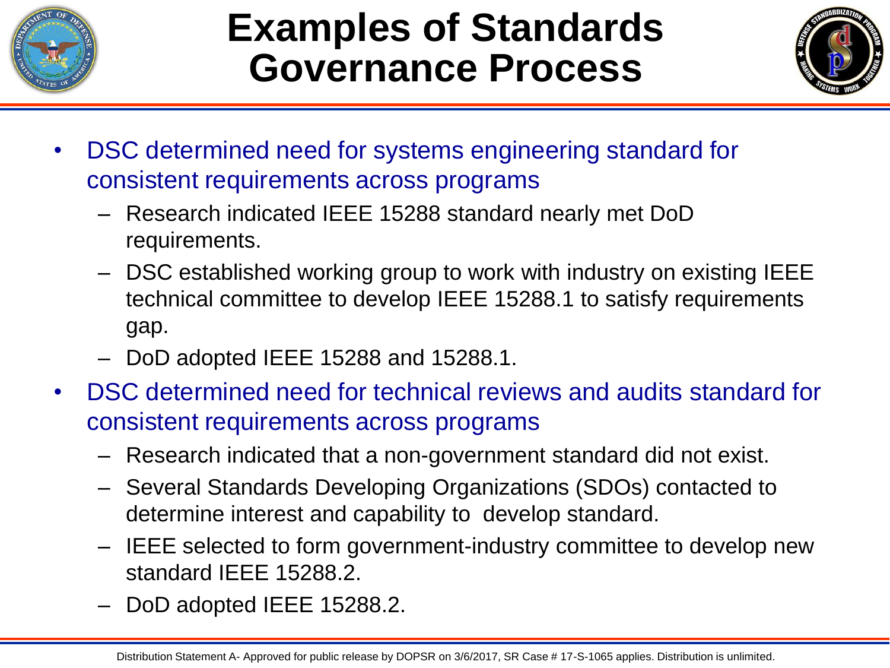# Examples of Standards Governance Process

- DSC determined need for systems engineering standard for consistent requirements across programs
  - Research indicated IEEE 15288 standard nearly met DoD requirements.
  - DSC established working group to work with industry on existing IEEE technical committee to develop IEEE 15288.1 to satisfy requirements gap.
  - DoD adopted IEEE 15288 and 15288.1.
- DSC determined need for technical reviews and audits standard for consistent requirements across programs
  - Research indicated that a non-government standard did not exist.
  - Several Standards Developing Organizations (SDOs) contacted to determine interest and capability to develop standard.
  - IEEE selected to form government-industry committee to develop new standard IEEE 15288.2.
  - DoD adopted IEEE 15288.2.

Distribution Statement A- Approved for public release by DOPSR on 3/6/2017, SR Case # 17-S-1065 applies. Distribution is unlimited.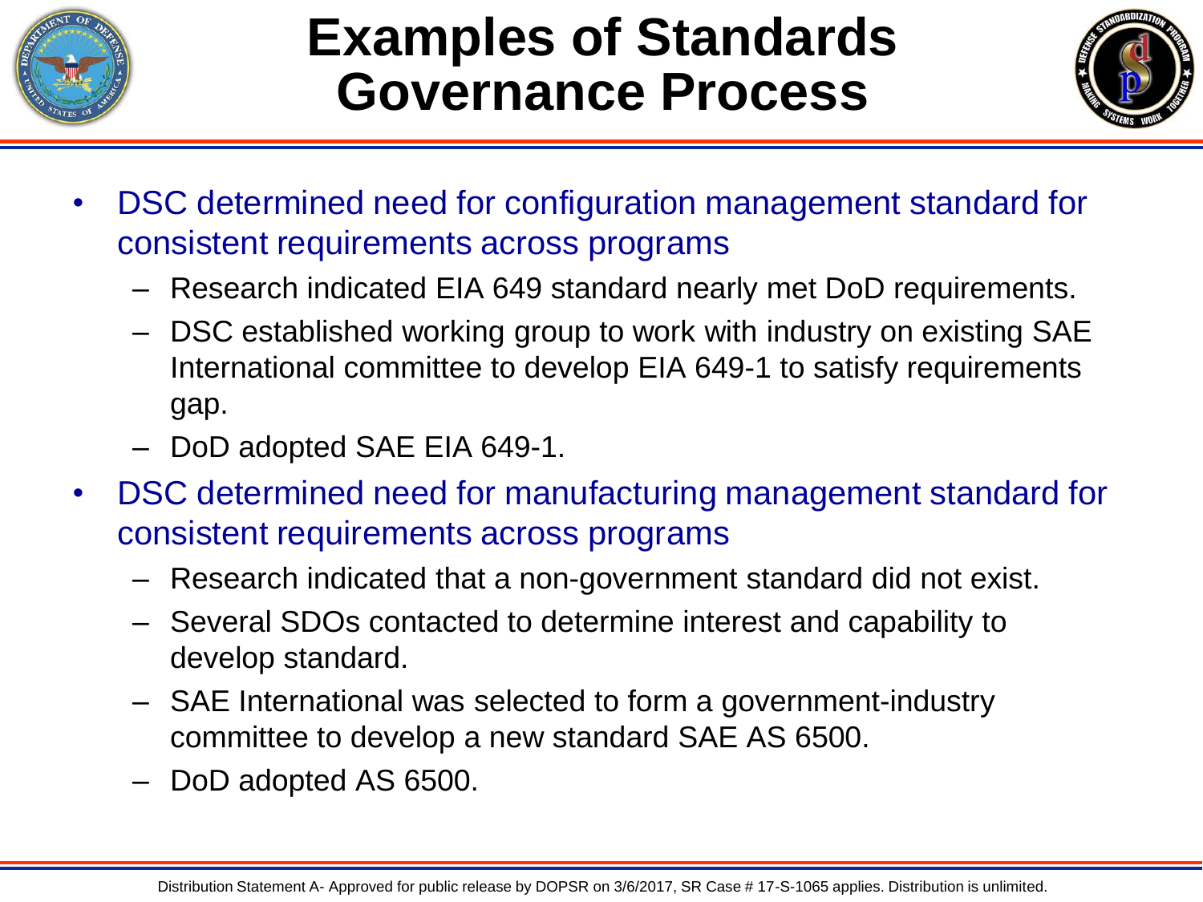# Examples of Standards Governance Process

- DSC determined need for configuration management standard for consistent requirements across programs
  - Research indicated EIA 649 standard nearly met DoD requirements.
  - DSC established working group to work with industry on existing SAE International committee to develop EIA 649-1 to satisfy requirements gap.
  - DoD adopted SAE EIA 649-1.
- DSC determined need for manufacturing management standard for consistent requirements across programs
  - Research indicated that a non-government standard did not exist.
  - Several SDOs contacted to determine interest and capability to develop standard.
  - SAE International was selected to form a government-industry committee to develop a new standard SAE AS 6500.
  - DoD adopted AS 6500.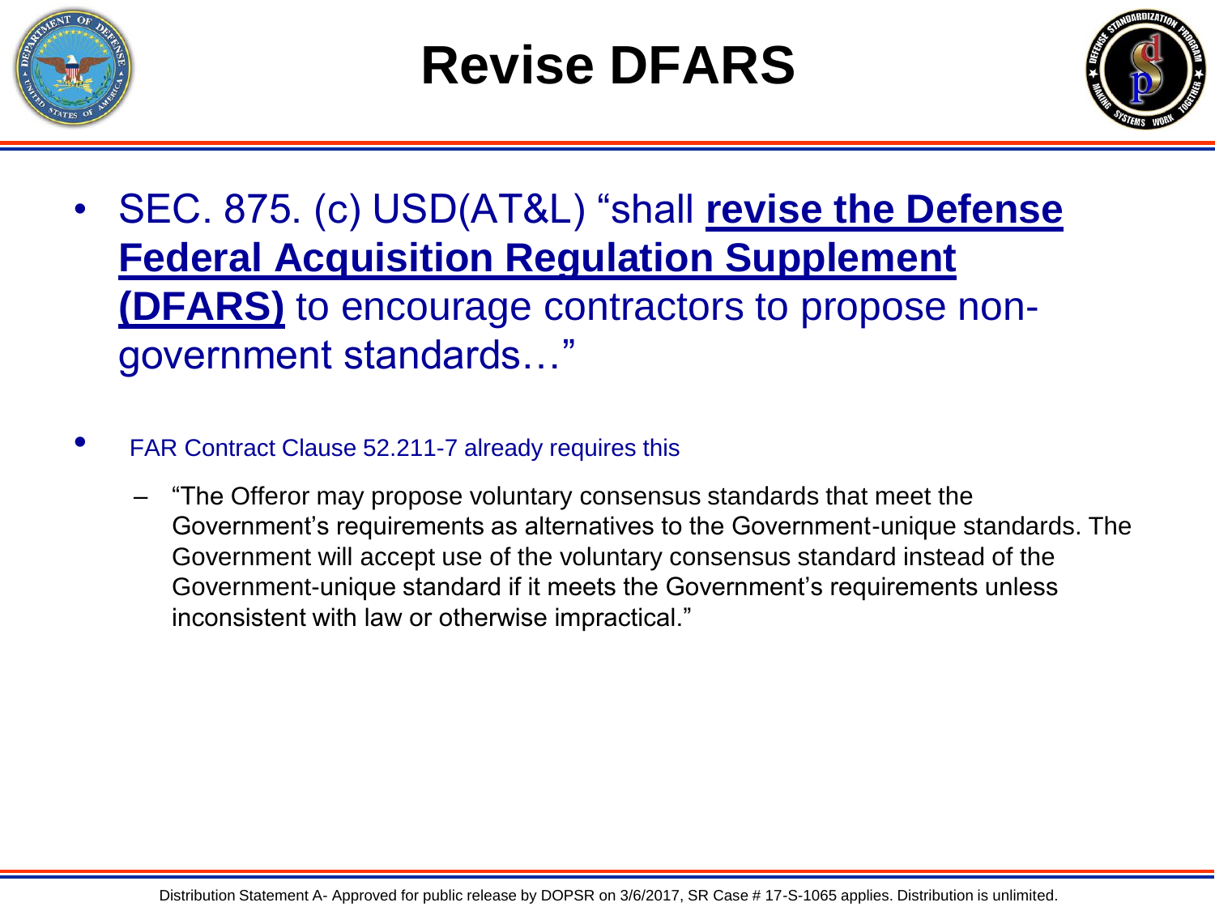# Revise DFARS

- SEC. 875. (c) USD(AT&L) "shall **revise the Defense Federal Acquisition Regulation Supplement (DFARS)** to encourage contractors to propose non-government standards…"

- FAR Contract Clause 52.211-7 already requires this
  - "The Offeror may propose voluntary consensus standards that meet the Government's requirements as alternatives to the Government-unique standards. The Government will accept use of the voluntary consensus standard instead of the Government-unique standard if it meets the Government's requirements unless inconsistent with law or otherwise impractical."

Distribution Statement A- Approved for public release by DOPSR on 3/6/2017, SR Case # 17-S-1065 applies. Distribution is unlimited.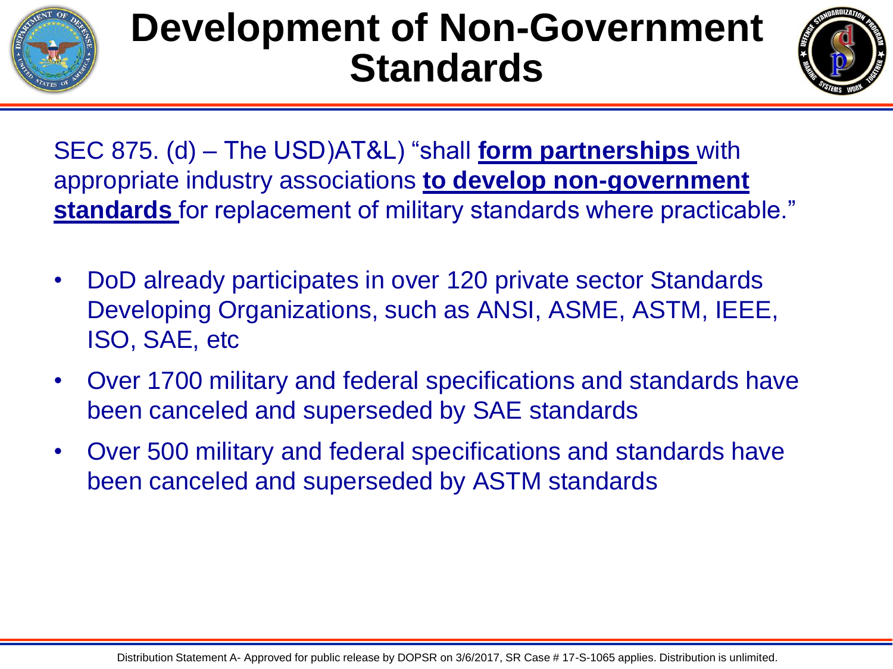# Development of Non-Government Standards

SEC 875. (d) – The USD)AT&L) "shall **form partnerships** with appropriate industry associations **to develop non-government standards** for replacement of military standards where practicable."

- DoD already participates in over 120 private sector Standards Developing Organizations, such as ANSI, ASME, ASTM, IEEE, ISO, SAE, etc
- Over 1700 military and federal specifications and standards have been canceled and superseded by SAE standards
- Over 500 military and federal specifications and standards have been canceled and superseded by ASTM standards

Distribution Statement A- Approved for public release by DOPSR on 3/6/2017, SR Case # 17-S-1065 applies. Distribution is unlimited.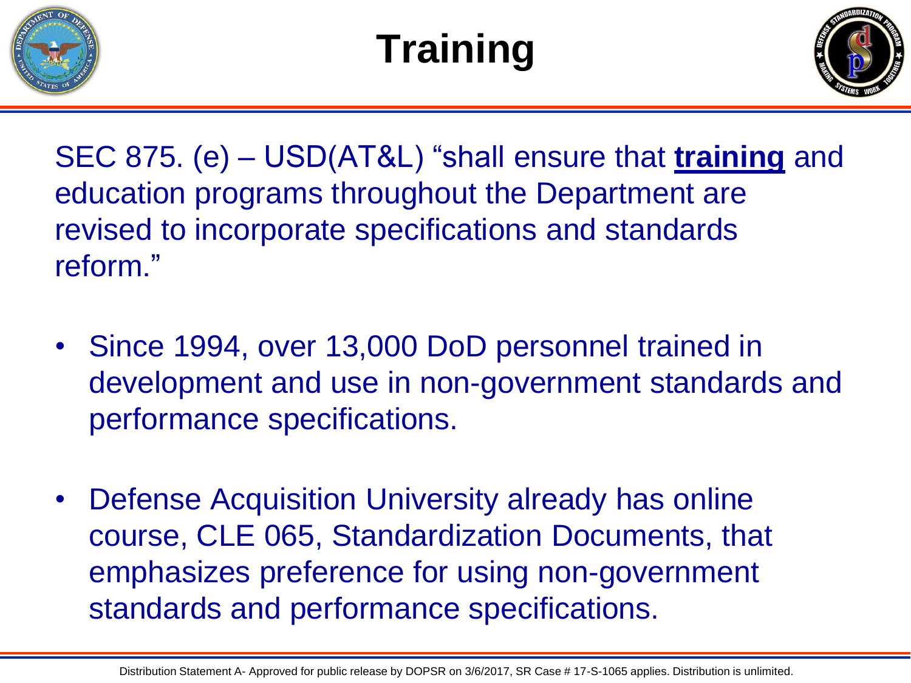# Training

SEC 875. (e) – USD(AT&L) "shall ensure that **training** and education programs throughout the Department are revised to incorporate specifications and standards reform."

- Since 1994, over 13,000 DoD personnel trained in development and use in non-government standards and performance specifications.
- Defense Acquisition University already has online course, CLE 065, Standardization Documents, that emphasizes preference for using non-government standards and performance specifications.

Distribution Statement A- Approved for public release by DOPSR on 3/6/2017, SR Case # 17-S-1065 applies. Distribution is unlimited.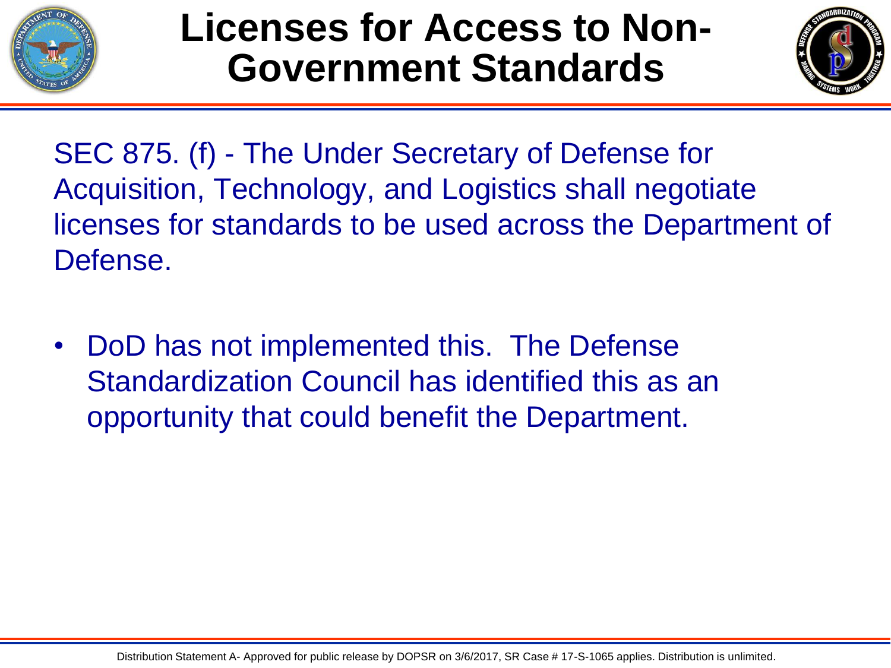# Licenses for Access to Non-Government Standards

SEC 875. (f) - The Under Secretary of Defense for Acquisition, Technology, and Logistics shall negotiate licenses for standards to be used across the Department of Defense.

- DoD has not implemented this. The Defense Standardization Council has identified this as an opportunity that could benefit the Department.

Distribution Statement A- Approved for public release by DOPSR on 3/6/2017, SR Case # 17-S-1065 applies. Distribution is unlimited.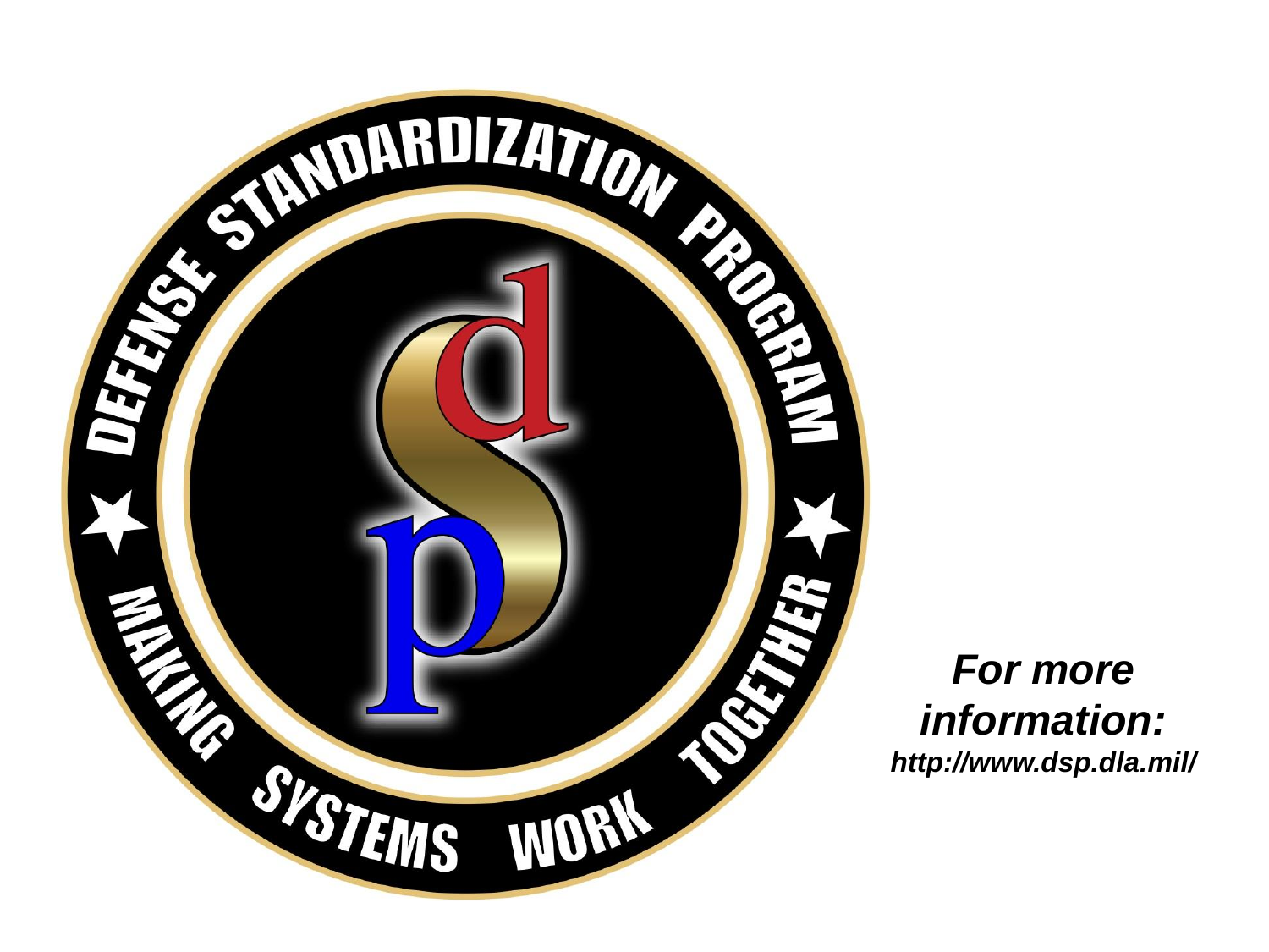DEFENSE STANDARDIZATION PROGRAM

MAKING SYSTEMS WORK TOGETHER

***For more information:***

***http://www.dsp.dla.mil/***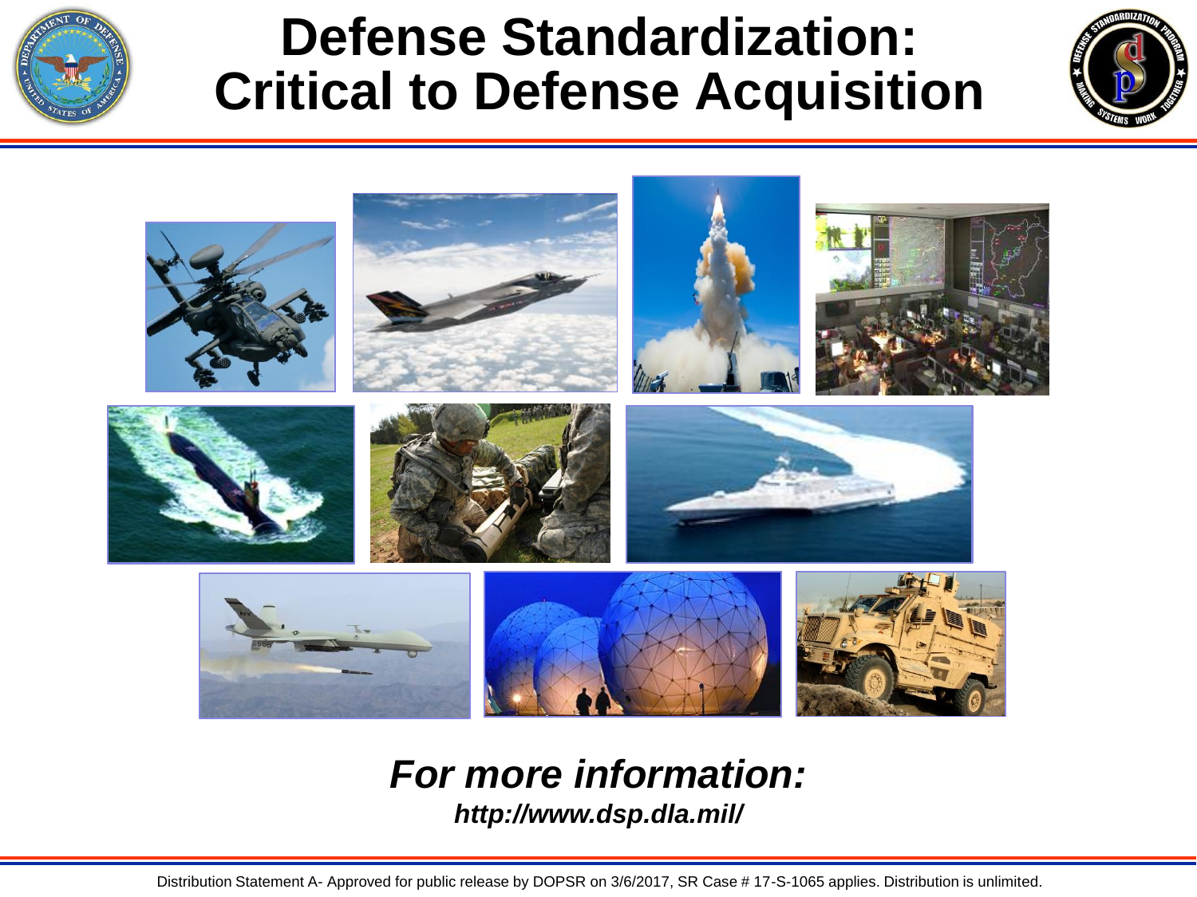# Defense Standardization: Critical to Defense Acquisition

***For more information:***

***http://www.dsp.dla.mil/***

Distribution Statement A- Approved for public release by DOPSR on 3/6/2017, SR Case # 17-S-1065 applies. Distribution is unlimited.